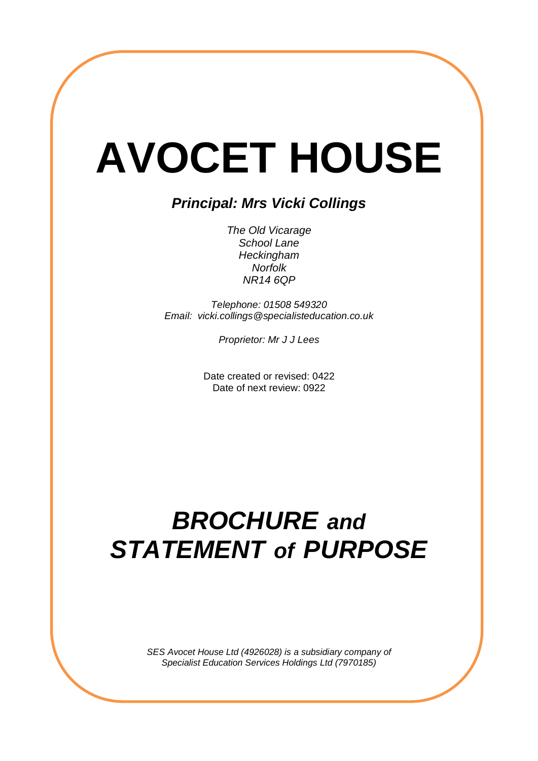# AVOCET HOUSE

***Principal: Mrs Vicki Collings***

*The Old Vicarage*
*School Lane*
*Heckingham*
*Norfolk*
*NR14 6QP*

*Telephone: 01508 549320*
*Email: vicki.collings@specialisteducation.co.uk*

*Proprietor: Mr J J Lees*

Date created or revised: 0422
Date of next review: 0922

## *BROCHURE and STATEMENT of PURPOSE*

*SES Avocet House Ltd (4926028) is a subsidiary company of Specialist Education Services Holdings Ltd (7970185)*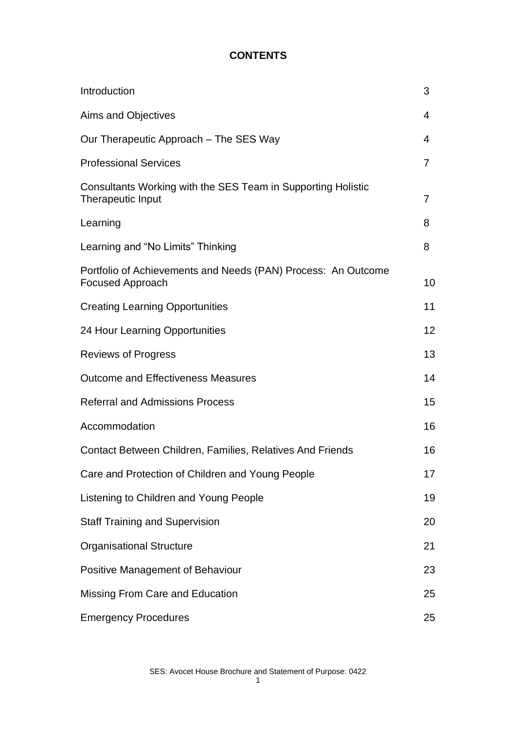# CONTENTS

| | |
|---|---|
| Introduction | 3 |
| Aims and Objectives | 4 |
| Our Therapeutic Approach – The SES Way | 4 |
| Professional Services | 7 |
| Consultants Working with the SES Team in Supporting Holistic Therapeutic Input | 7 |
| Learning | 8 |
| Learning and "No Limits" Thinking | 8 |
| Portfolio of Achievements and Needs (PAN) Process: An Outcome Focused Approach | 10 |
| Creating Learning Opportunities | 11 |
| 24 Hour Learning Opportunities | 12 |
| Reviews of Progress | 13 |
| Outcome and Effectiveness Measures | 14 |
| Referral and Admissions Process | 15 |
| Accommodation | 16 |
| Contact Between Children, Families, Relatives And Friends | 16 |
| Care and Protection of Children and Young People | 17 |
| Listening to Children and Young People | 19 |
| Staff Training and Supervision | 20 |
| Organisational Structure | 21 |
| Positive Management of Behaviour | 23 |
| Missing From Care and Education | 25 |
| Emergency Procedures | 25 |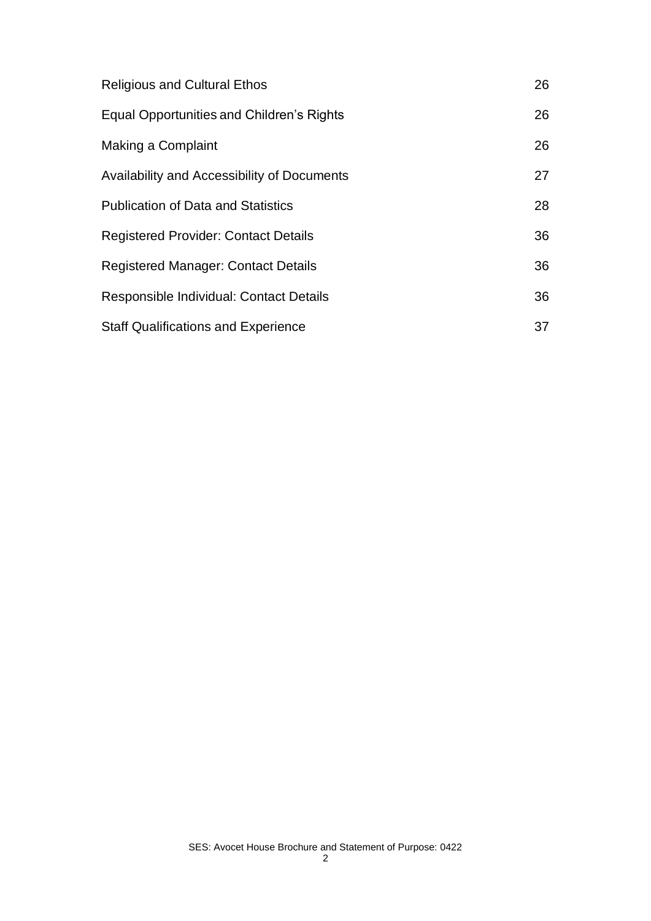| | |
|---|---|
| Religious and Cultural Ethos | 26 |
| Equal Opportunities and Children's Rights | 26 |
| Making a Complaint | 26 |
| Availability and Accessibility of Documents | 27 |
| Publication of Data and Statistics | 28 |
| Registered Provider: Contact Details | 36 |
| Registered Manager: Contact Details | 36 |
| Responsible Individual: Contact Details | 36 |
| Staff Qualifications and Experience | 37 |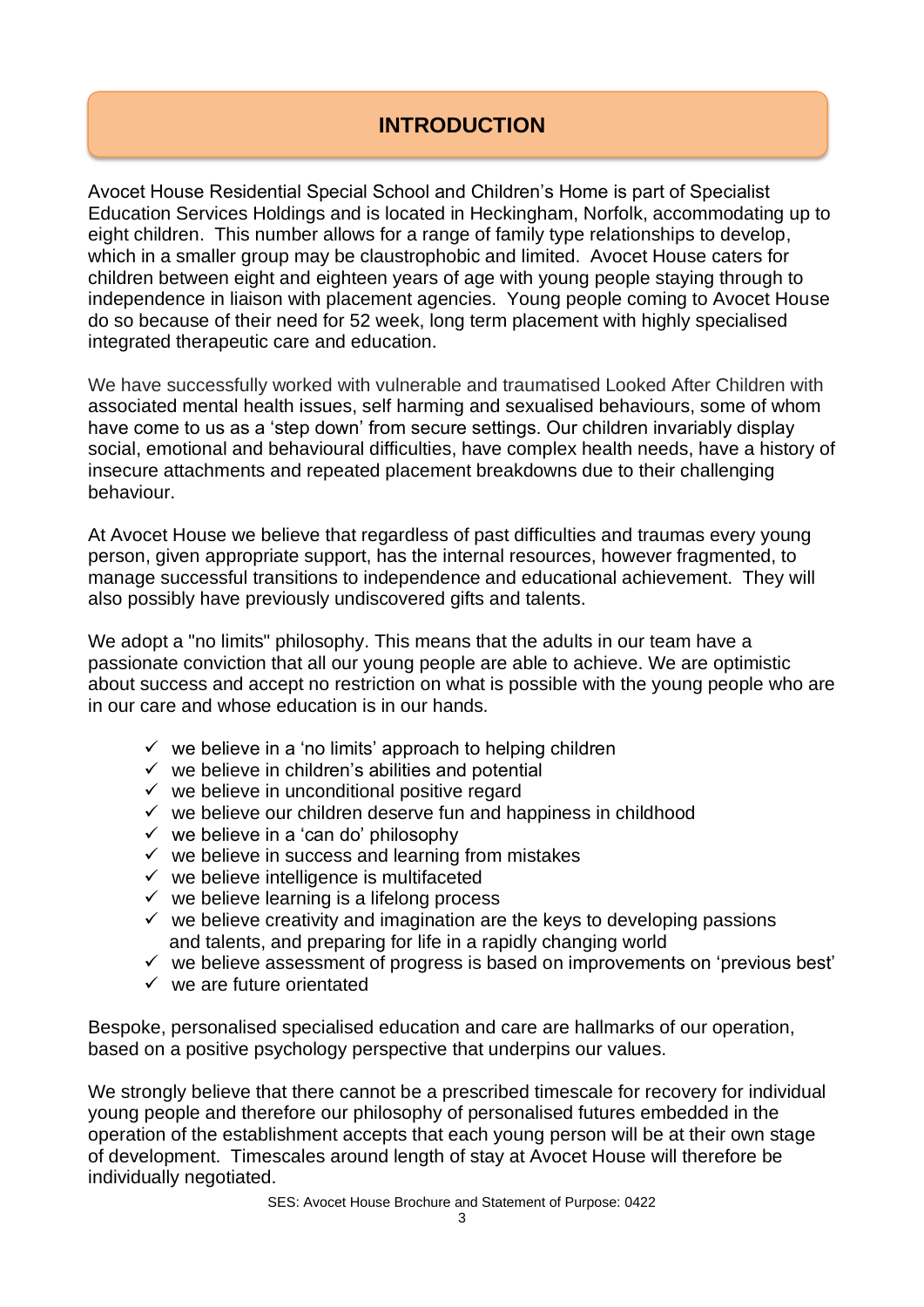# INTRODUCTION

Avocet House Residential Special School and Children's Home is part of Specialist Education Services Holdings and is located in Heckingham, Norfolk, accommodating up to eight children. This number allows for a range of family type relationships to develop, which in a smaller group may be claustrophobic and limited. Avocet House caters for children between eight and eighteen years of age with young people staying through to independence in liaison with placement agencies. Young people coming to Avocet House do so because of their need for 52 week, long term placement with highly specialised integrated therapeutic care and education.

We have successfully worked with vulnerable and traumatised Looked After Children with associated mental health issues, self harming and sexualised behaviours, some of whom have come to us as a 'step down' from secure settings. Our children invariably display social, emotional and behavioural difficulties, have complex health needs, have a history of insecure attachments and repeated placement breakdowns due to their challenging behaviour.

At Avocet House we believe that regardless of past difficulties and traumas every young person, given appropriate support, has the internal resources, however fragmented, to manage successful transitions to independence and educational achievement. They will also possibly have previously undiscovered gifts and talents.

We adopt a "no limits" philosophy. This means that the adults in our team have a passionate conviction that all our young people are able to achieve. We are optimistic about success and accept no restriction on what is possible with the young people who are in our care and whose education is in our hands.

- ✓ we believe in a 'no limits' approach to helping children
- ✓ we believe in children's abilities and potential
- ✓ we believe in unconditional positive regard
- ✓ we believe our children deserve fun and happiness in childhood
- ✓ we believe in a 'can do' philosophy
- ✓ we believe in success and learning from mistakes
- ✓ we believe intelligence is multifaceted
- ✓ we believe learning is a lifelong process
- ✓ we believe creativity and imagination are the keys to developing passions and talents, and preparing for life in a rapidly changing world
- ✓ we believe assessment of progress is based on improvements on 'previous best'
- ✓ we are future orientated

Bespoke, personalised specialised education and care are hallmarks of our operation, based on a positive psychology perspective that underpins our values.

We strongly believe that there cannot be a prescribed timescale for recovery for individual young people and therefore our philosophy of personalised futures embedded in the operation of the establishment accepts that each young person will be at their own stage of development. Timescales around length of stay at Avocet House will therefore be individually negotiated.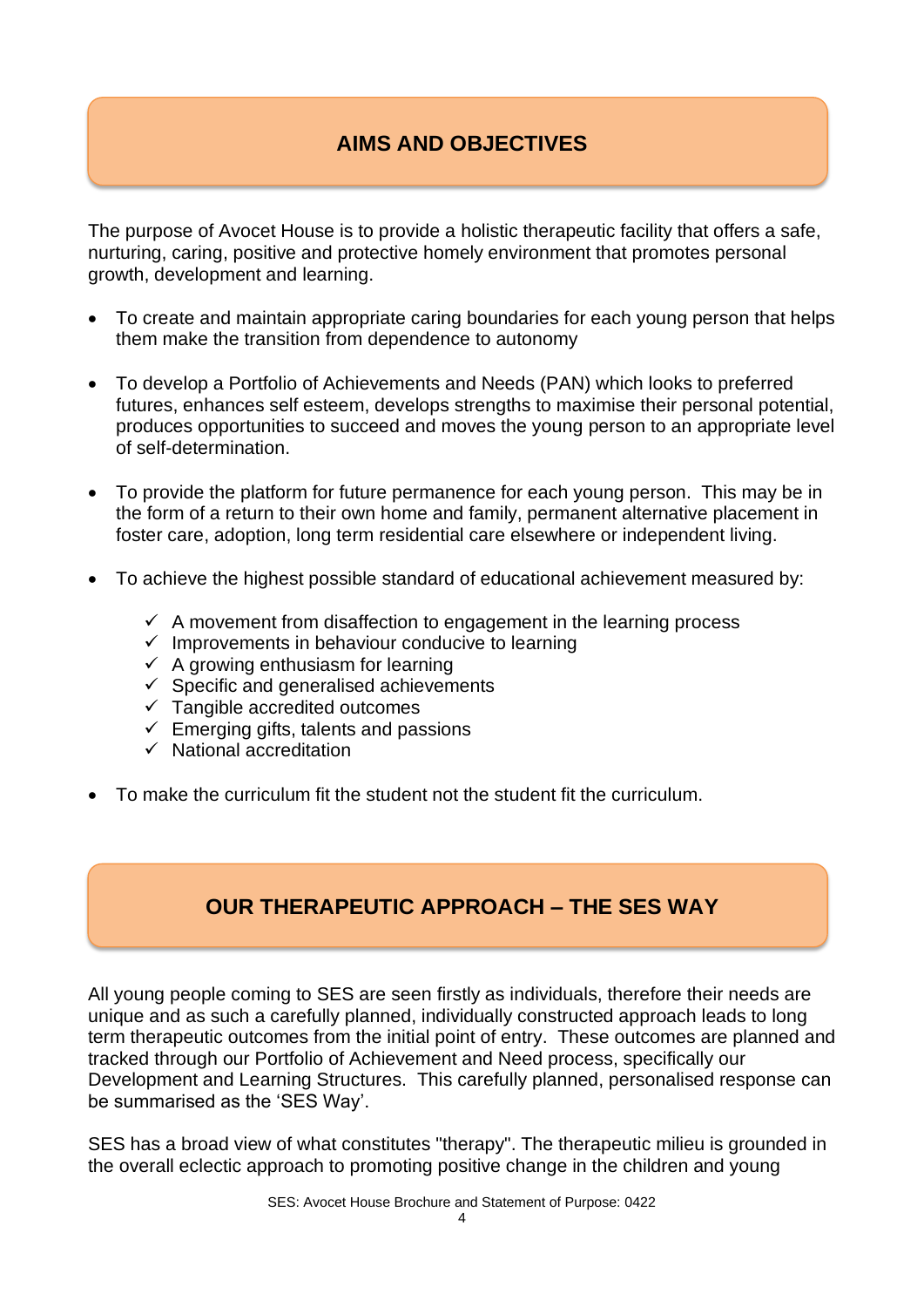## AIMS AND OBJECTIVES

The purpose of Avocet House is to provide a holistic therapeutic facility that offers a safe, nurturing, caring, positive and protective homely environment that promotes personal growth, development and learning.

- To create and maintain appropriate caring boundaries for each young person that helps them make the transition from dependence to autonomy

- To develop a Portfolio of Achievements and Needs (PAN) which looks to preferred futures, enhances self esteem, develops strengths to maximise their personal potential, produces opportunities to succeed and moves the young person to an appropriate level of self-determination.

- To provide the platform for future permanence for each young person. This may be in the form of a return to their own home and family, permanent alternative placement in foster care, adoption, long term residential care elsewhere or independent living.

- To achieve the highest possible standard of educational achievement measured by:

  - ✓ A movement from disaffection to engagement in the learning process
  - ✓ Improvements in behaviour conducive to learning
  - ✓ A growing enthusiasm for learning
  - ✓ Specific and generalised achievements
  - ✓ Tangible accredited outcomes
  - ✓ Emerging gifts, talents and passions
  - ✓ National accreditation

- To make the curriculum fit the student not the student fit the curriculum.

## OUR THERAPEUTIC APPROACH – THE SES WAY

All young people coming to SES are seen firstly as individuals, therefore their needs are unique and as such a carefully planned, individually constructed approach leads to long term therapeutic outcomes from the initial point of entry. These outcomes are planned and tracked through our Portfolio of Achievement and Need process, specifically our Development and Learning Structures. This carefully planned, personalised response can be summarised as the 'SES Way'.

SES has a broad view of what constitutes "therapy". The therapeutic milieu is grounded in the overall eclectic approach to promoting positive change in the children and young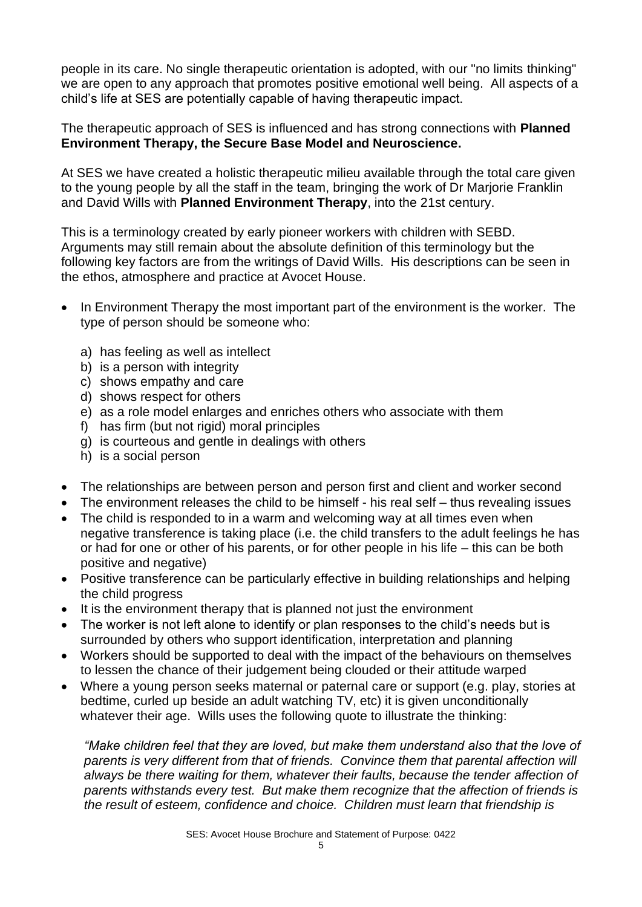people in its care. No single therapeutic orientation is adopted, with our "no limits thinking" we are open to any approach that promotes positive emotional well being. All aspects of a child's life at SES are potentially capable of having therapeutic impact.

The therapeutic approach of SES is influenced and has strong connections with **Planned Environment Therapy, the Secure Base Model and Neuroscience.**

At SES we have created a holistic therapeutic milieu available through the total care given to the young people by all the staff in the team, bringing the work of Dr Marjorie Franklin and David Wills with **Planned Environment Therapy**, into the 21st century.

This is a terminology created by early pioneer workers with children with SEBD. Arguments may still remain about the absolute definition of this terminology but the following key factors are from the writings of David Wills. His descriptions can be seen in the ethos, atmosphere and practice at Avocet House.

- In Environment Therapy the most important part of the environment is the worker. The type of person should be someone who:
  a) has feeling as well as intellect
  b) is a person with integrity
  c) shows empathy and care
  d) shows respect for others
  e) as a role model enlarges and enriches others who associate with them
  f) has firm (but not rigid) moral principles
  g) is courteous and gentle in dealings with others
  h) is a social person
- The relationships are between person and person first and client and worker second
- The environment releases the child to be himself - his real self – thus revealing issues
- The child is responded to in a warm and welcoming way at all times even when negative transference is taking place (i.e. the child transfers to the adult feelings he has or had for one or other of his parents, or for other people in his life – this can be both positive and negative)
- Positive transference can be particularly effective in building relationships and helping the child progress
- It is the environment therapy that is planned not just the environment
- The worker is not left alone to identify or plan responses to the child's needs but is surrounded by others who support identification, interpretation and planning
- Workers should be supported to deal with the impact of the behaviours on themselves to lessen the chance of their judgement being clouded or their attitude warped
- Where a young person seeks maternal or paternal care or support (e.g. play, stories at bedtime, curled up beside an adult watching TV, etc) it is given unconditionally whatever their age. Wills uses the following quote to illustrate the thinking:

  *"Make children feel that they are loved, but make them understand also that the love of parents is very different from that of friends. Convince them that parental affection will always be there waiting for them, whatever their faults, because the tender affection of parents withstands every test. But make them recognize that the affection of friends is the result of esteem, confidence and choice. Children must learn that friendship is*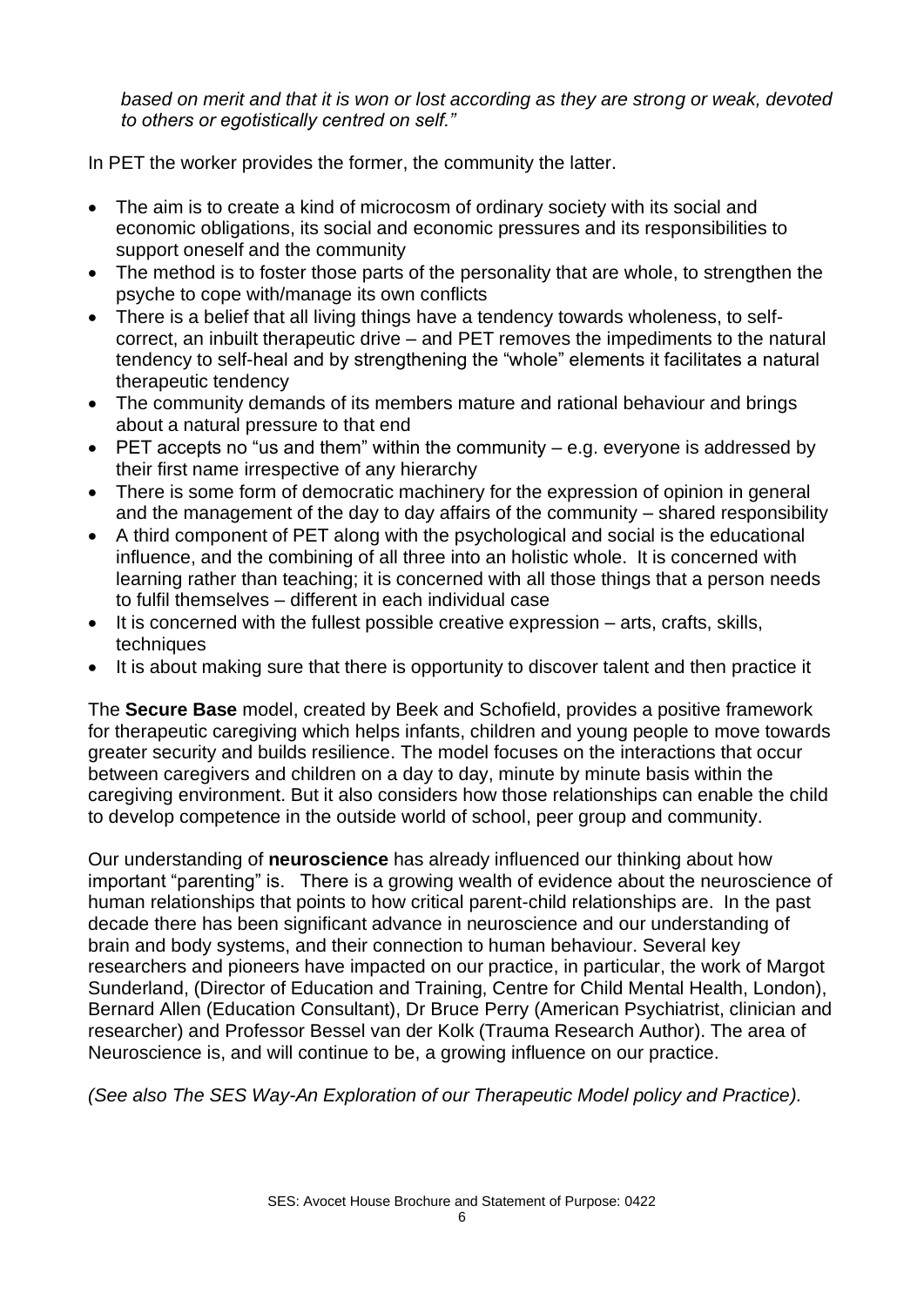*based on merit and that it is won or lost according as they are strong or weak, devoted to others or egotistically centred on self."*

In PET the worker provides the former, the community the latter.

- The aim is to create a kind of microcosm of ordinary society with its social and economic obligations, its social and economic pressures and its responsibilities to support oneself and the community
- The method is to foster those parts of the personality that are whole, to strengthen the psyche to cope with/manage its own conflicts
- There is a belief that all living things have a tendency towards wholeness, to self-correct, an inbuilt therapeutic drive – and PET removes the impediments to the natural tendency to self-heal and by strengthening the "whole" elements it facilitates a natural therapeutic tendency
- The community demands of its members mature and rational behaviour and brings about a natural pressure to that end
- PET accepts no "us and them" within the community – e.g. everyone is addressed by their first name irrespective of any hierarchy
- There is some form of democratic machinery for the expression of opinion in general and the management of the day to day affairs of the community – shared responsibility
- A third component of PET along with the psychological and social is the educational influence, and the combining of all three into an holistic whole. It is concerned with learning rather than teaching; it is concerned with all those things that a person needs to fulfil themselves – different in each individual case
- It is concerned with the fullest possible creative expression – arts, crafts, skills, techniques
- It is about making sure that there is opportunity to discover talent and then practice it

The **Secure Base** model, created by Beek and Schofield, provides a positive framework for therapeutic caregiving which helps infants, children and young people to move towards greater security and builds resilience. The model focuses on the interactions that occur between caregivers and children on a day to day, minute by minute basis within the caregiving environment. But it also considers how those relationships can enable the child to develop competence in the outside world of school, peer group and community.

Our understanding of **neuroscience** has already influenced our thinking about how important "parenting" is. There is a growing wealth of evidence about the neuroscience of human relationships that points to how critical parent-child relationships are. In the past decade there has been significant advance in neuroscience and our understanding of brain and body systems, and their connection to human behaviour. Several key researchers and pioneers have impacted on our practice, in particular, the work of Margot Sunderland, (Director of Education and Training, Centre for Child Mental Health, London), Bernard Allen (Education Consultant), Dr Bruce Perry (American Psychiatrist, clinician and researcher) and Professor Bessel van der Kolk (Trauma Research Author). The area of Neuroscience is, and will continue to be, a growing influence on our practice.

*(See also The SES Way-An Exploration of our Therapeutic Model policy and Practice).*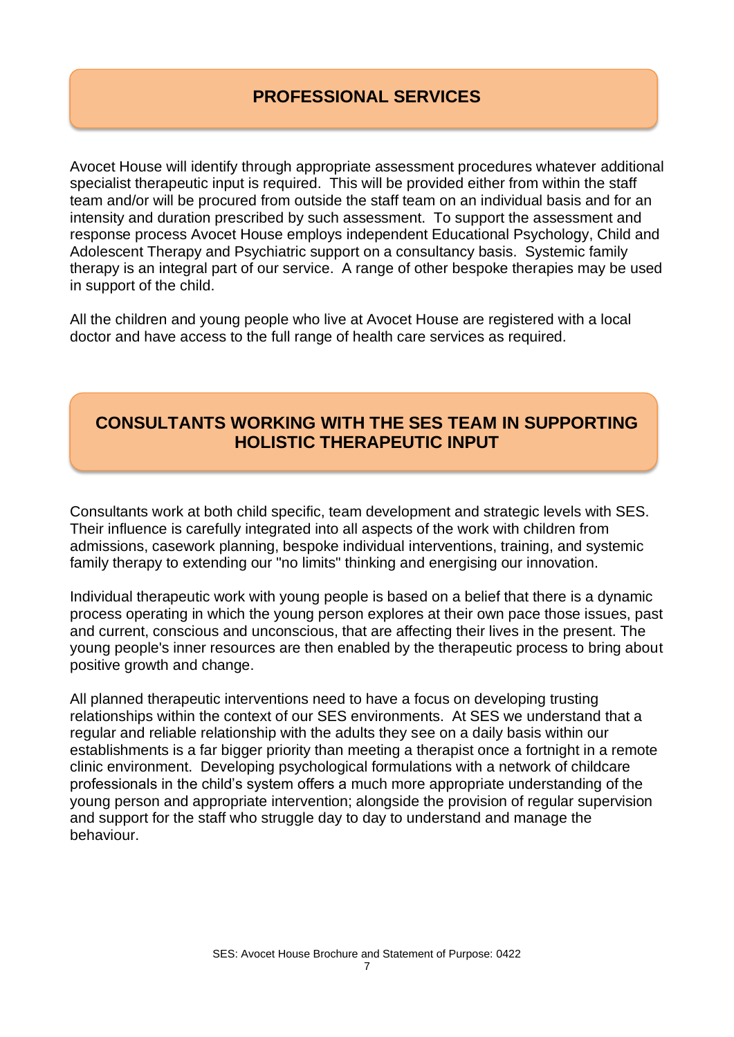## PROFESSIONAL SERVICES

Avocet House will identify through appropriate assessment procedures whatever additional specialist therapeutic input is required. This will be provided either from within the staff team and/or will be procured from outside the staff team on an individual basis and for an intensity and duration prescribed by such assessment. To support the assessment and response process Avocet House employs independent Educational Psychology, Child and Adolescent Therapy and Psychiatric support on a consultancy basis. Systemic family therapy is an integral part of our service. A range of other bespoke therapies may be used in support of the child.

All the children and young people who live at Avocet House are registered with a local doctor and have access to the full range of health care services as required.

## CONSULTANTS WORKING WITH THE SES TEAM IN SUPPORTING HOLISTIC THERAPEUTIC INPUT

Consultants work at both child specific, team development and strategic levels with SES. Their influence is carefully integrated into all aspects of the work with children from admissions, casework planning, bespoke individual interventions, training, and systemic family therapy to extending our "no limits" thinking and energising our innovation.

Individual therapeutic work with young people is based on a belief that there is a dynamic process operating in which the young person explores at their own pace those issues, past and current, conscious and unconscious, that are affecting their lives in the present. The young people's inner resources are then enabled by the therapeutic process to bring about positive growth and change.

All planned therapeutic interventions need to have a focus on developing trusting relationships within the context of our SES environments. At SES we understand that a regular and reliable relationship with the adults they see on a daily basis within our establishments is a far bigger priority than meeting a therapist once a fortnight in a remote clinic environment. Developing psychological formulations with a network of childcare professionals in the child's system offers a much more appropriate understanding of the young person and appropriate intervention; alongside the provision of regular supervision and support for the staff who struggle day to day to understand and manage the behaviour.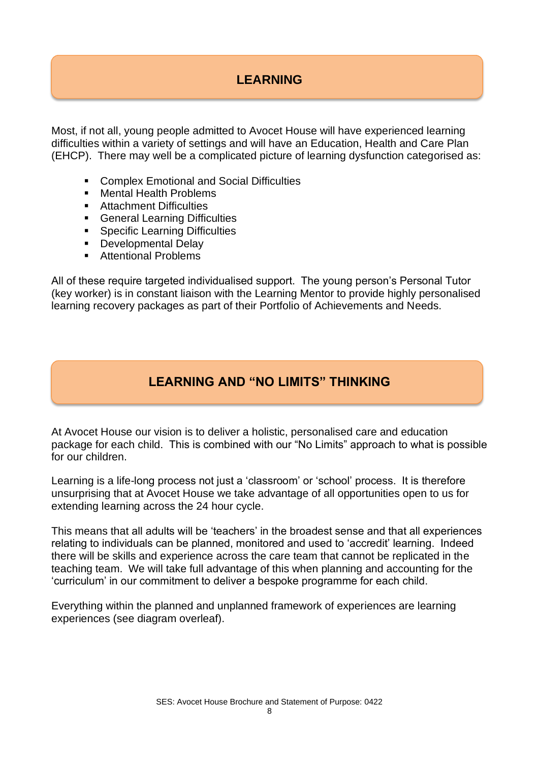## LEARNING

Most, if not all, young people admitted to Avocet House will have experienced learning difficulties within a variety of settings and will have an Education, Health and Care Plan (EHCP). There may well be a complicated picture of learning dysfunction categorised as:

- Complex Emotional and Social Difficulties
- Mental Health Problems
- Attachment Difficulties
- General Learning Difficulties
- Specific Learning Difficulties
- Developmental Delay
- Attentional Problems

All of these require targeted individualised support. The young person's Personal Tutor (key worker) is in constant liaison with the Learning Mentor to provide highly personalised learning recovery packages as part of their Portfolio of Achievements and Needs.

## LEARNING AND "NO LIMITS" THINKING

At Avocet House our vision is to deliver a holistic, personalised care and education package for each child. This is combined with our "No Limits" approach to what is possible for our children.

Learning is a life-long process not just a 'classroom' or 'school' process. It is therefore unsurprising that at Avocet House we take advantage of all opportunities open to us for extending learning across the 24 hour cycle.

This means that all adults will be 'teachers' in the broadest sense and that all experiences relating to individuals can be planned, monitored and used to 'accredit' learning. Indeed there will be skills and experience across the care team that cannot be replicated in the teaching team. We will take full advantage of this when planning and accounting for the 'curriculum' in our commitment to deliver a bespoke programme for each child.

Everything within the planned and unplanned framework of experiences are learning experiences (see diagram overleaf).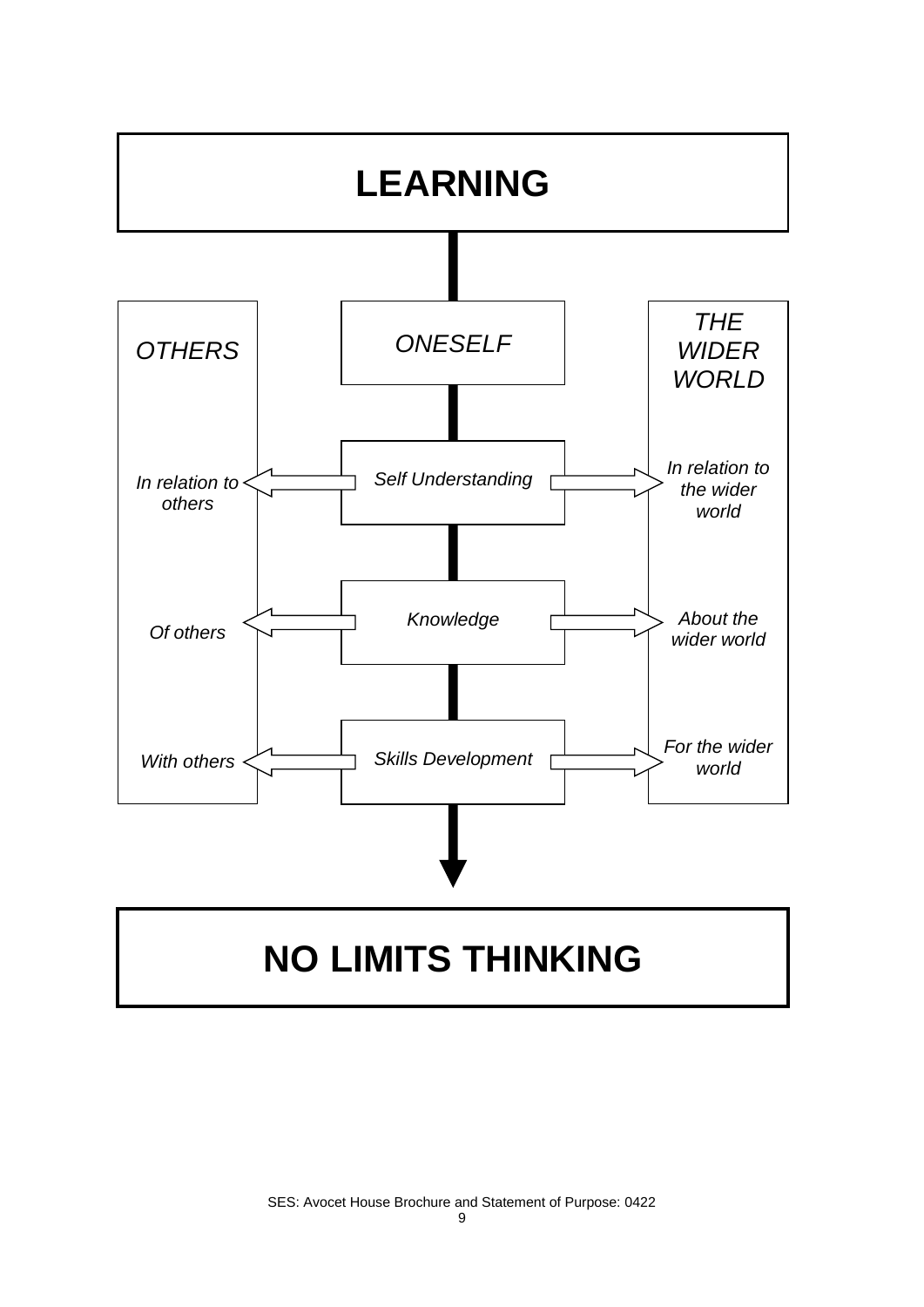# LEARNING

| *OTHERS* | *ONESELF* | *THE WIDER WORLD* |
| --- | --- | --- |
| *In relation to others* | *Self Understanding* | *In relation to the wider world* |
| *Of others* | *Knowledge* | *About the wider world* |
| *With others* | *Skills Development* | *For the wider world* |

# NO LIMITS THINKING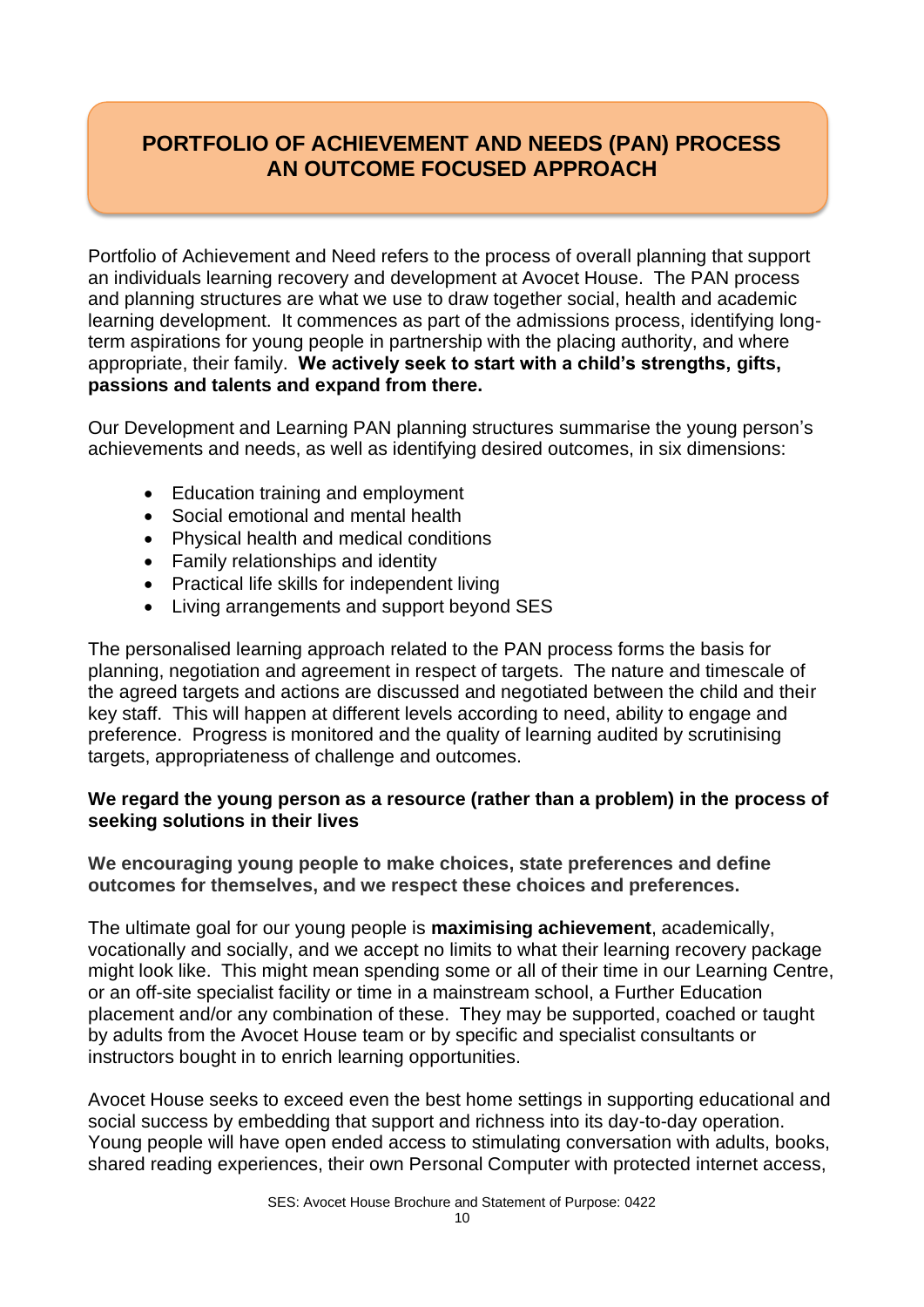## PORTFOLIO OF ACHIEVEMENT AND NEEDS (PAN) PROCESS AN OUTCOME FOCUSED APPROACH

Portfolio of Achievement and Need refers to the process of overall planning that support an individuals learning recovery and development at Avocet House. The PAN process and planning structures are what we use to draw together social, health and academic learning development. It commences as part of the admissions process, identifying long-term aspirations for young people in partnership with the placing authority, and where appropriate, their family. **We actively seek to start with a child's strengths, gifts, passions and talents and expand from there.**

Our Development and Learning PAN planning structures summarise the young person's achievements and needs, as well as identifying desired outcomes, in six dimensions:

- Education training and employment
- Social emotional and mental health
- Physical health and medical conditions
- Family relationships and identity
- Practical life skills for independent living
- Living arrangements and support beyond SES

The personalised learning approach related to the PAN process forms the basis for planning, negotiation and agreement in respect of targets. The nature and timescale of the agreed targets and actions are discussed and negotiated between the child and their key staff. This will happen at different levels according to need, ability to engage and preference. Progress is monitored and the quality of learning audited by scrutinising targets, appropriateness of challenge and outcomes.

**We regard the young person as a resource (rather than a problem) in the process of seeking solutions in their lives**

**We encouraging young people to make choices, state preferences and define outcomes for themselves, and we respect these choices and preferences.**

The ultimate goal for our young people is **maximising achievement**, academically, vocationally and socially, and we accept no limits to what their learning recovery package might look like. This might mean spending some or all of their time in our Learning Centre, or an off-site specialist facility or time in a mainstream school, a Further Education placement and/or any combination of these. They may be supported, coached or taught by adults from the Avocet House team or by specific and specialist consultants or instructors bought in to enrich learning opportunities.

Avocet House seeks to exceed even the best home settings in supporting educational and social success by embedding that support and richness into its day-to-day operation. Young people will have open ended access to stimulating conversation with adults, books, shared reading experiences, their own Personal Computer with protected internet access,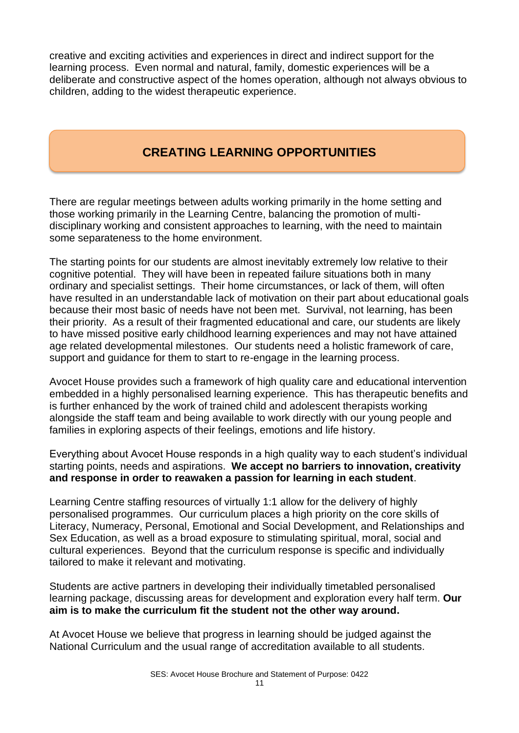creative and exciting activities and experiences in direct and indirect support for the learning process. Even normal and natural, family, domestic experiences will be a deliberate and constructive aspect of the homes operation, although not always obvious to children, adding to the widest therapeutic experience.

## CREATING LEARNING OPPORTUNITIES

There are regular meetings between adults working primarily in the home setting and those working primarily in the Learning Centre, balancing the promotion of multi-disciplinary working and consistent approaches to learning, with the need to maintain some separateness to the home environment.

The starting points for our students are almost inevitably extremely low relative to their cognitive potential. They will have been in repeated failure situations both in many ordinary and specialist settings. Their home circumstances, or lack of them, will often have resulted in an understandable lack of motivation on their part about educational goals because their most basic of needs have not been met. Survival, not learning, has been their priority. As a result of their fragmented educational and care, our students are likely to have missed positive early childhood learning experiences and may not have attained age related developmental milestones. Our students need a holistic framework of care, support and guidance for them to start to re-engage in the learning process.

Avocet House provides such a framework of high quality care and educational intervention embedded in a highly personalised learning experience. This has therapeutic benefits and is further enhanced by the work of trained child and adolescent therapists working alongside the staff team and being available to work directly with our young people and families in exploring aspects of their feelings, emotions and life history.

Everything about Avocet House responds in a high quality way to each student's individual starting points, needs and aspirations. **We accept no barriers to innovation, creativity and response in order to reawaken a passion for learning in each student**.

Learning Centre staffing resources of virtually 1:1 allow for the delivery of highly personalised programmes. Our curriculum places a high priority on the core skills of Literacy, Numeracy, Personal, Emotional and Social Development, and Relationships and Sex Education, as well as a broad exposure to stimulating spiritual, moral, social and cultural experiences. Beyond that the curriculum response is specific and individually tailored to make it relevant and motivating.

Students are active partners in developing their individually timetabled personalised learning package, discussing areas for development and exploration every half term. **Our aim is to make the curriculum fit the student not the other way around.**

At Avocet House we believe that progress in learning should be judged against the National Curriculum and the usual range of accreditation available to all students.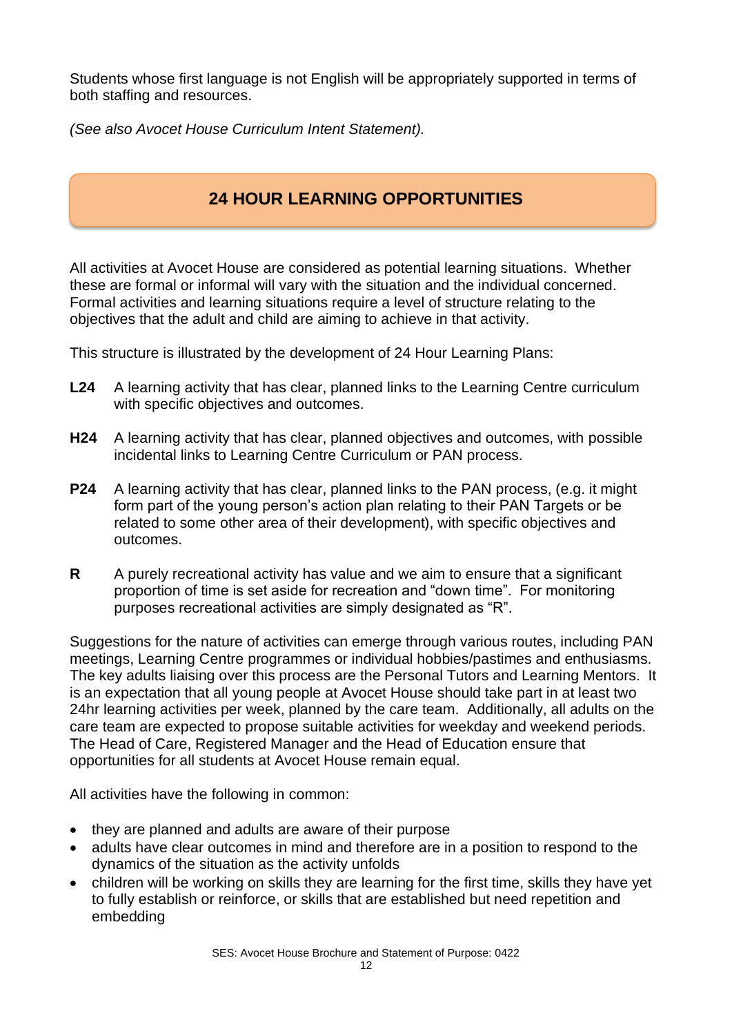Students whose first language is not English will be appropriately supported in terms of both staffing and resources.

*(See also Avocet House Curriculum Intent Statement).*

## 24 HOUR LEARNING OPPORTUNITIES

All activities at Avocet House are considered as potential learning situations. Whether these are formal or informal will vary with the situation and the individual concerned. Formal activities and learning situations require a level of structure relating to the objectives that the adult and child are aiming to achieve in that activity.

This structure is illustrated by the development of 24 Hour Learning Plans:

**L24** A learning activity that has clear, planned links to the Learning Centre curriculum with specific objectives and outcomes.

**H24** A learning activity that has clear, planned objectives and outcomes, with possible incidental links to Learning Centre Curriculum or PAN process.

**P24** A learning activity that has clear, planned links to the PAN process, (e.g. it might form part of the young person's action plan relating to their PAN Targets or be related to some other area of their development), with specific objectives and outcomes.

**R** A purely recreational activity has value and we aim to ensure that a significant proportion of time is set aside for recreation and "down time". For monitoring purposes recreational activities are simply designated as "R".

Suggestions for the nature of activities can emerge through various routes, including PAN meetings, Learning Centre programmes or individual hobbies/pastimes and enthusiasms. The key adults liaising over this process are the Personal Tutors and Learning Mentors. It is an expectation that all young people at Avocet House should take part in at least two 24hr learning activities per week, planned by the care team. Additionally, all adults on the care team are expected to propose suitable activities for weekday and weekend periods. The Head of Care, Registered Manager and the Head of Education ensure that opportunities for all students at Avocet House remain equal.

All activities have the following in common:

- they are planned and adults are aware of their purpose
- adults have clear outcomes in mind and therefore are in a position to respond to the dynamics of the situation as the activity unfolds
- children will be working on skills they are learning for the first time, skills they have yet to fully establish or reinforce, or skills that are established but need repetition and embedding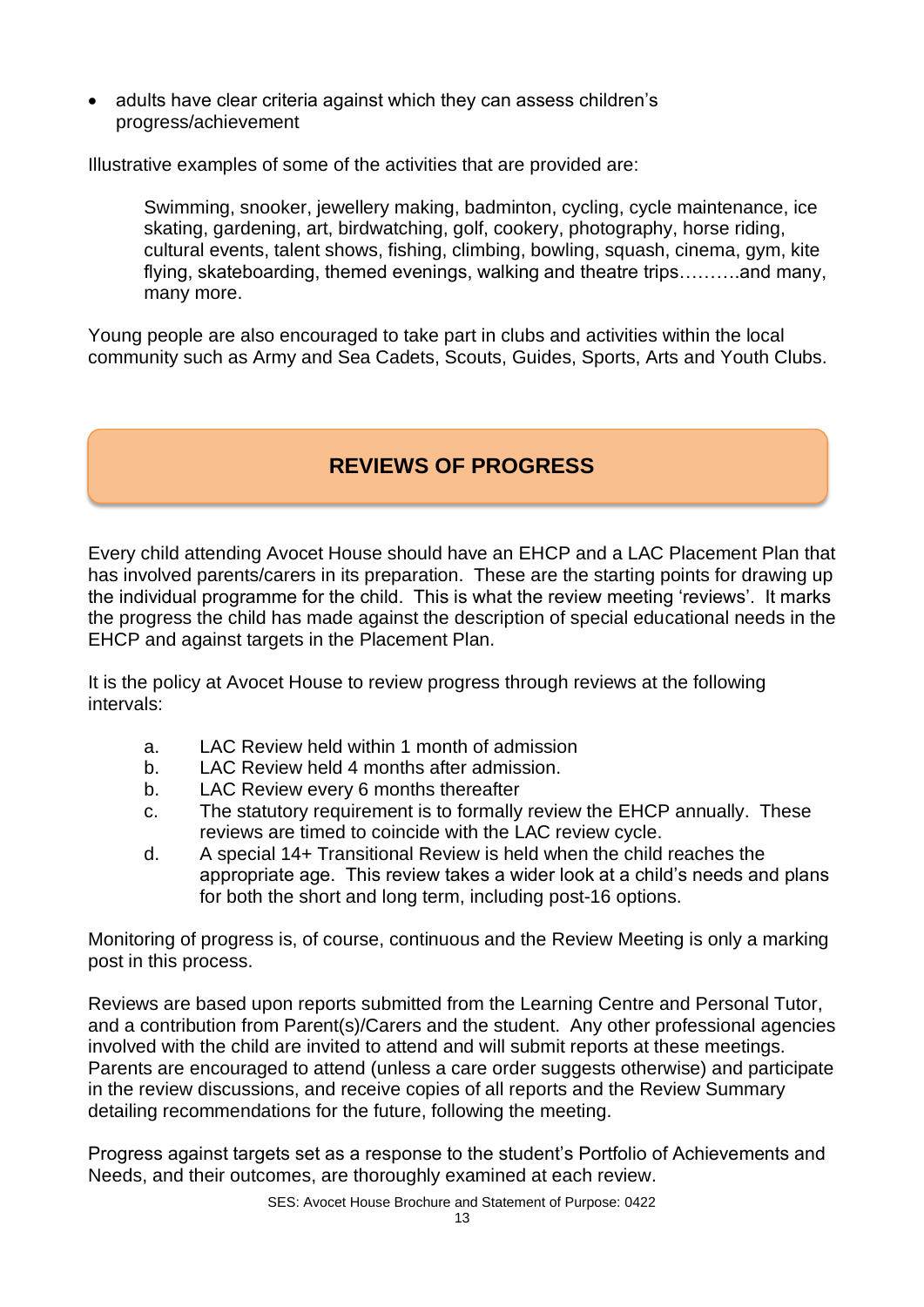- adults have clear criteria against which they can assess children's progress/achievement

Illustrative examples of some of the activities that are provided are:

> Swimming, snooker, jewellery making, badminton, cycling, cycle maintenance, ice skating, gardening, art, birdwatching, golf, cookery, photography, horse riding, cultural events, talent shows, fishing, climbing, bowling, squash, cinema, gym, kite flying, skateboarding, themed evenings, walking and theatre trips……….and many, many more.

Young people are also encouraged to take part in clubs and activities within the local community such as Army and Sea Cadets, Scouts, Guides, Sports, Arts and Youth Clubs.

## REVIEWS OF PROGRESS

Every child attending Avocet House should have an EHCP and a LAC Placement Plan that has involved parents/carers in its preparation. These are the starting points for drawing up the individual programme for the child. This is what the review meeting 'reviews'. It marks the progress the child has made against the description of special educational needs in the EHCP and against targets in the Placement Plan.

It is the policy at Avocet House to review progress through reviews at the following intervals:

a. LAC Review held within 1 month of admission
b. LAC Review held 4 months after admission.
b. LAC Review every 6 months thereafter
c. The statutory requirement is to formally review the EHCP annually. These reviews are timed to coincide with the LAC review cycle.
d. A special 14+ Transitional Review is held when the child reaches the appropriate age. This review takes a wider look at a child's needs and plans for both the short and long term, including post-16 options.

Monitoring of progress is, of course, continuous and the Review Meeting is only a marking post in this process.

Reviews are based upon reports submitted from the Learning Centre and Personal Tutor, and a contribution from Parent(s)/Carers and the student. Any other professional agencies involved with the child are invited to attend and will submit reports at these meetings. Parents are encouraged to attend (unless a care order suggests otherwise) and participate in the review discussions, and receive copies of all reports and the Review Summary detailing recommendations for the future, following the meeting.

Progress against targets set as a response to the student's Portfolio of Achievements and Needs, and their outcomes, are thoroughly examined at each review.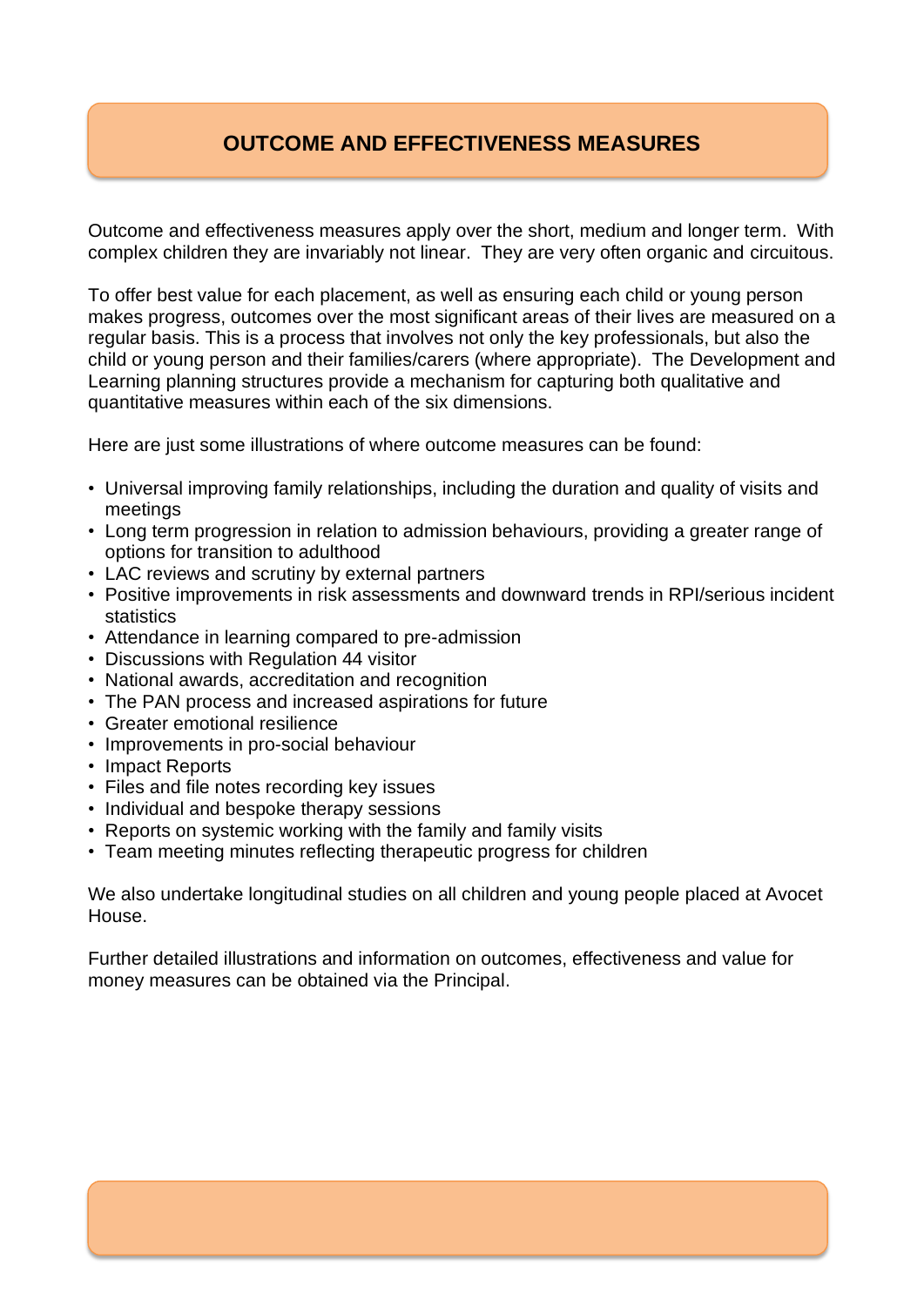# OUTCOME AND EFFECTIVENESS MEASURES

Outcome and effectiveness measures apply over the short, medium and longer term. With complex children they are invariably not linear. They are very often organic and circuitous.

To offer best value for each placement, as well as ensuring each child or young person makes progress, outcomes over the most significant areas of their lives are measured on a regular basis. This is a process that involves not only the key professionals, but also the child or young person and their families/carers (where appropriate). The Development and Learning planning structures provide a mechanism for capturing both qualitative and quantitative measures within each of the six dimensions.

Here are just some illustrations of where outcome measures can be found:

- Universal improving family relationships, including the duration and quality of visits and meetings
- Long term progression in relation to admission behaviours, providing a greater range of options for transition to adulthood
- LAC reviews and scrutiny by external partners
- Positive improvements in risk assessments and downward trends in RPI/serious incident statistics
- Attendance in learning compared to pre-admission
- Discussions with Regulation 44 visitor
- National awards, accreditation and recognition
- The PAN process and increased aspirations for future
- Greater emotional resilience
- Improvements in pro-social behaviour
- Impact Reports
- Files and file notes recording key issues
- Individual and bespoke therapy sessions
- Reports on systemic working with the family and family visits
- Team meeting minutes reflecting therapeutic progress for children

We also undertake longitudinal studies on all children and young people placed at Avocet House.

Further detailed illustrations and information on outcomes, effectiveness and value for money measures can be obtained via the Principal.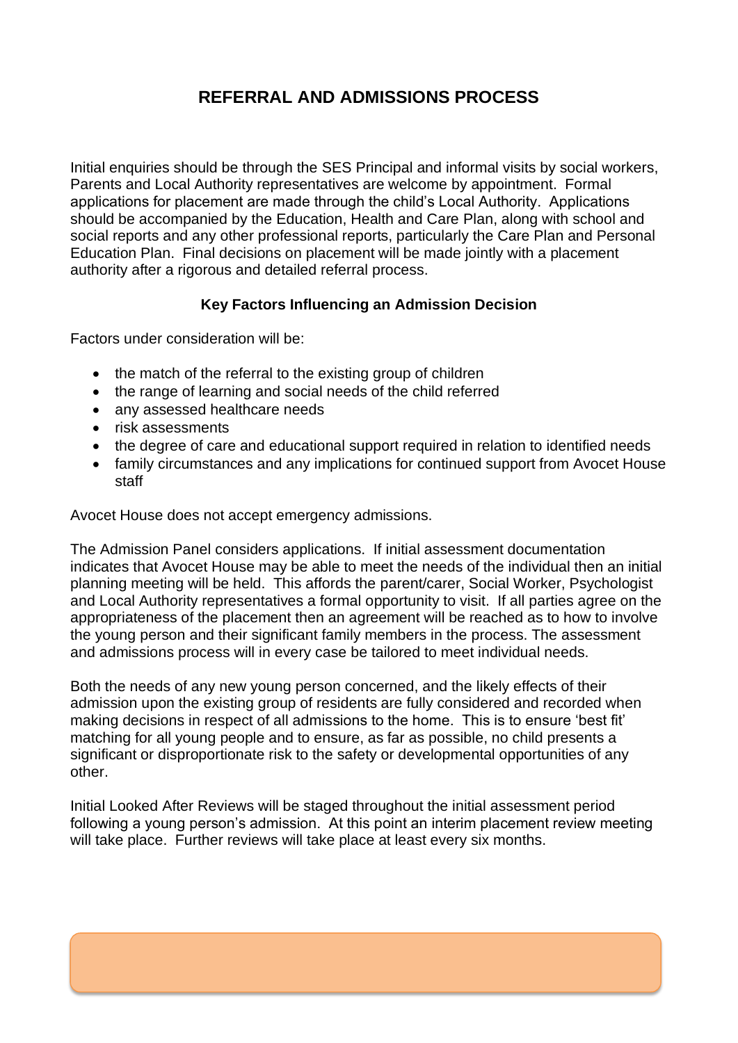## REFERRAL AND ADMISSIONS PROCESS

Initial enquiries should be through the SES Principal and informal visits by social workers, Parents and Local Authority representatives are welcome by appointment. Formal applications for placement are made through the child's Local Authority. Applications should be accompanied by the Education, Health and Care Plan, along with school and social reports and any other professional reports, particularly the Care Plan and Personal Education Plan. Final decisions on placement will be made jointly with a placement authority after a rigorous and detailed referral process.

### Key Factors Influencing an Admission Decision

Factors under consideration will be:

- the match of the referral to the existing group of children
- the range of learning and social needs of the child referred
- any assessed healthcare needs
- risk assessments
- the degree of care and educational support required in relation to identified needs
- family circumstances and any implications for continued support from Avocet House staff

Avocet House does not accept emergency admissions.

The Admission Panel considers applications. If initial assessment documentation indicates that Avocet House may be able to meet the needs of the individual then an initial planning meeting will be held. This affords the parent/carer, Social Worker, Psychologist and Local Authority representatives a formal opportunity to visit. If all parties agree on the appropriateness of the placement then an agreement will be reached as to how to involve the young person and their significant family members in the process. The assessment and admissions process will in every case be tailored to meet individual needs.

Both the needs of any new young person concerned, and the likely effects of their admission upon the existing group of residents are fully considered and recorded when making decisions in respect of all admissions to the home. This is to ensure 'best fit' matching for all young people and to ensure, as far as possible, no child presents a significant or disproportionate risk to the safety or developmental opportunities of any other.

Initial Looked After Reviews will be staged throughout the initial assessment period following a young person's admission. At this point an interim placement review meeting will take place. Further reviews will take place at least every six months.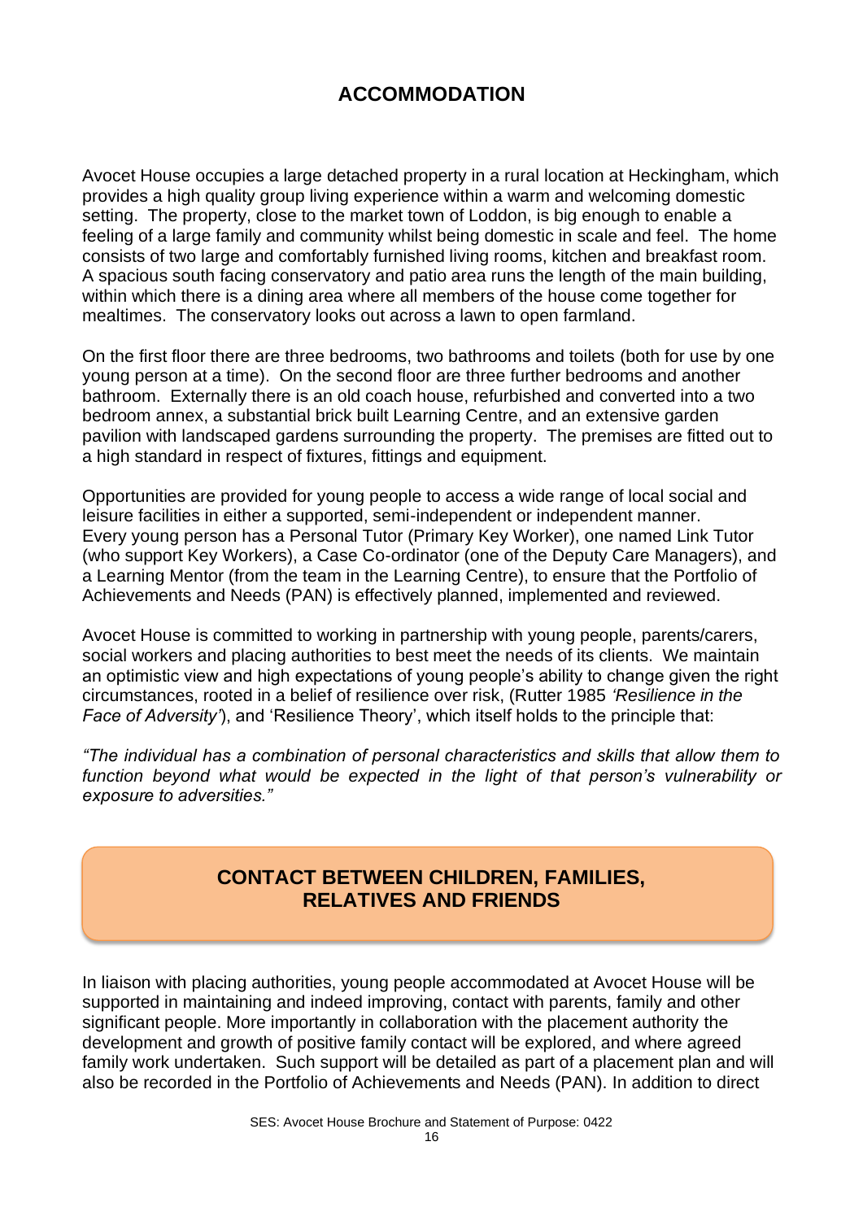## ACCOMMODATION

Avocet House occupies a large detached property in a rural location at Heckingham, which provides a high quality group living experience within a warm and welcoming domestic setting. The property, close to the market town of Loddon, is big enough to enable a feeling of a large family and community whilst being domestic in scale and feel. The home consists of two large and comfortably furnished living rooms, kitchen and breakfast room. A spacious south facing conservatory and patio area runs the length of the main building, within which there is a dining area where all members of the house come together for mealtimes. The conservatory looks out across a lawn to open farmland.

On the first floor there are three bedrooms, two bathrooms and toilets (both for use by one young person at a time). On the second floor are three further bedrooms and another bathroom. Externally there is an old coach house, refurbished and converted into a two bedroom annex, a substantial brick built Learning Centre, and an extensive garden pavilion with landscaped gardens surrounding the property. The premises are fitted out to a high standard in respect of fixtures, fittings and equipment.

Opportunities are provided for young people to access a wide range of local social and leisure facilities in either a supported, semi-independent or independent manner. Every young person has a Personal Tutor (Primary Key Worker), one named Link Tutor (who support Key Workers), a Case Co-ordinator (one of the Deputy Care Managers), and a Learning Mentor (from the team in the Learning Centre), to ensure that the Portfolio of Achievements and Needs (PAN) is effectively planned, implemented and reviewed.

Avocet House is committed to working in partnership with young people, parents/carers, social workers and placing authorities to best meet the needs of its clients. We maintain an optimistic view and high expectations of young people's ability to change given the right circumstances, rooted in a belief of resilience over risk, (Rutter 1985 *'Resilience in the Face of Adversity'*), and 'Resilience Theory', which itself holds to the principle that:

*"The individual has a combination of personal characteristics and skills that allow them to function beyond what would be expected in the light of that person's vulnerability or exposure to adversities."*

## CONTACT BETWEEN CHILDREN, FAMILIES, RELATIVES AND FRIENDS

In liaison with placing authorities, young people accommodated at Avocet House will be supported in maintaining and indeed improving, contact with parents, family and other significant people. More importantly in collaboration with the placement authority the development and growth of positive family contact will be explored, and where agreed family work undertaken. Such support will be detailed as part of a placement plan and will also be recorded in the Portfolio of Achievements and Needs (PAN). In addition to direct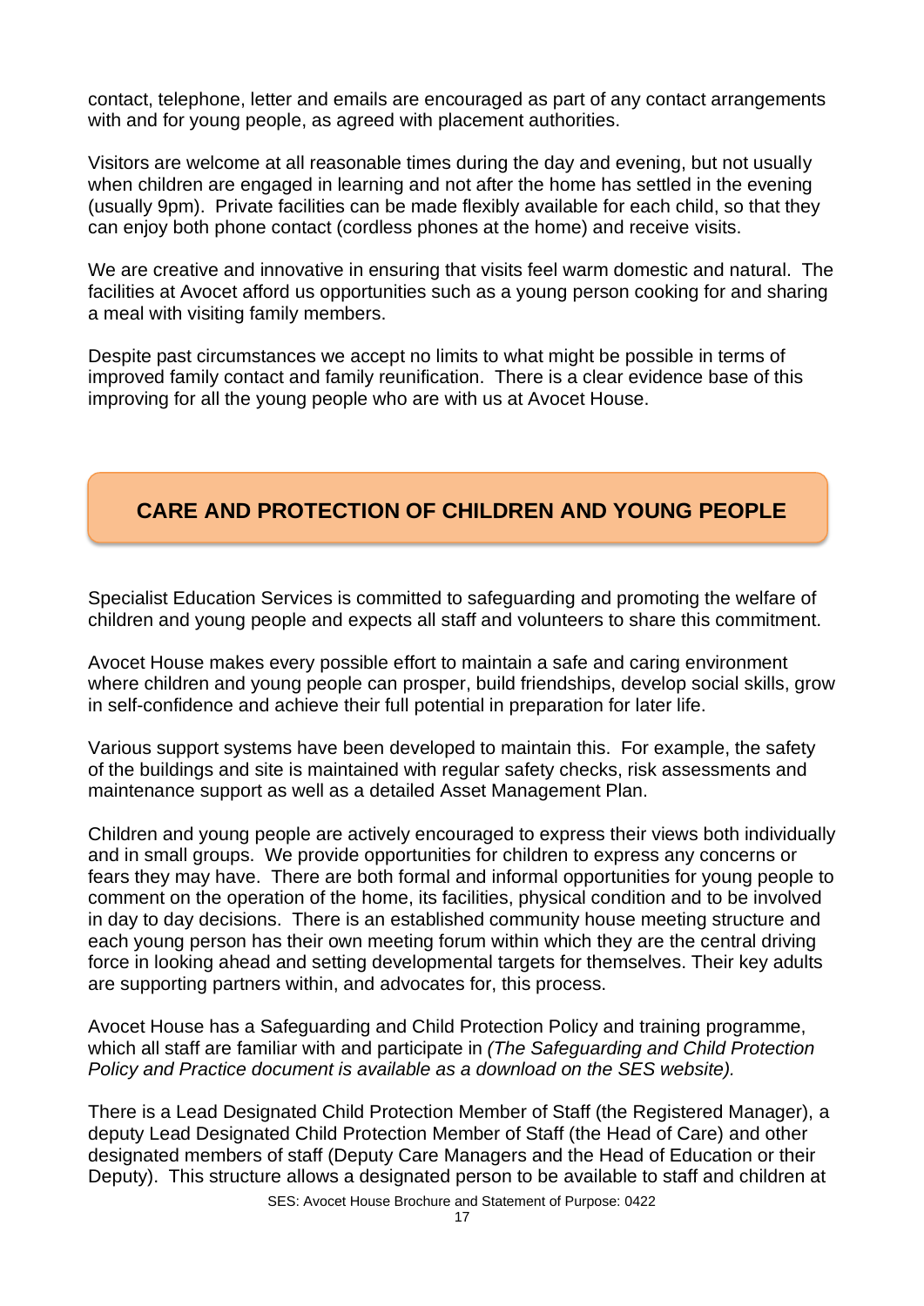contact, telephone, letter and emails are encouraged as part of any contact arrangements with and for young people, as agreed with placement authorities.

Visitors are welcome at all reasonable times during the day and evening, but not usually when children are engaged in learning and not after the home has settled in the evening (usually 9pm). Private facilities can be made flexibly available for each child, so that they can enjoy both phone contact (cordless phones at the home) and receive visits.

We are creative and innovative in ensuring that visits feel warm domestic and natural. The facilities at Avocet afford us opportunities such as a young person cooking for and sharing a meal with visiting family members.

Despite past circumstances we accept no limits to what might be possible in terms of improved family contact and family reunification. There is a clear evidence base of this improving for all the young people who are with us at Avocet House.

## CARE AND PROTECTION OF CHILDREN AND YOUNG PEOPLE

Specialist Education Services is committed to safeguarding and promoting the welfare of children and young people and expects all staff and volunteers to share this commitment.

Avocet House makes every possible effort to maintain a safe and caring environment where children and young people can prosper, build friendships, develop social skills, grow in self-confidence and achieve their full potential in preparation for later life.

Various support systems have been developed to maintain this. For example, the safety of the buildings and site is maintained with regular safety checks, risk assessments and maintenance support as well as a detailed Asset Management Plan.

Children and young people are actively encouraged to express their views both individually and in small groups. We provide opportunities for children to express any concerns or fears they may have. There are both formal and informal opportunities for young people to comment on the operation of the home, its facilities, physical condition and to be involved in day to day decisions. There is an established community house meeting structure and each young person has their own meeting forum within which they are the central driving force in looking ahead and setting developmental targets for themselves. Their key adults are supporting partners within, and advocates for, this process.

Avocet House has a Safeguarding and Child Protection Policy and training programme, which all staff are familiar with and participate in *(The Safeguarding and Child Protection Policy and Practice document is available as a download on the SES website).*

There is a Lead Designated Child Protection Member of Staff (the Registered Manager), a deputy Lead Designated Child Protection Member of Staff (the Head of Care) and other designated members of staff (Deputy Care Managers and the Head of Education or their Deputy). This structure allows a designated person to be available to staff and children at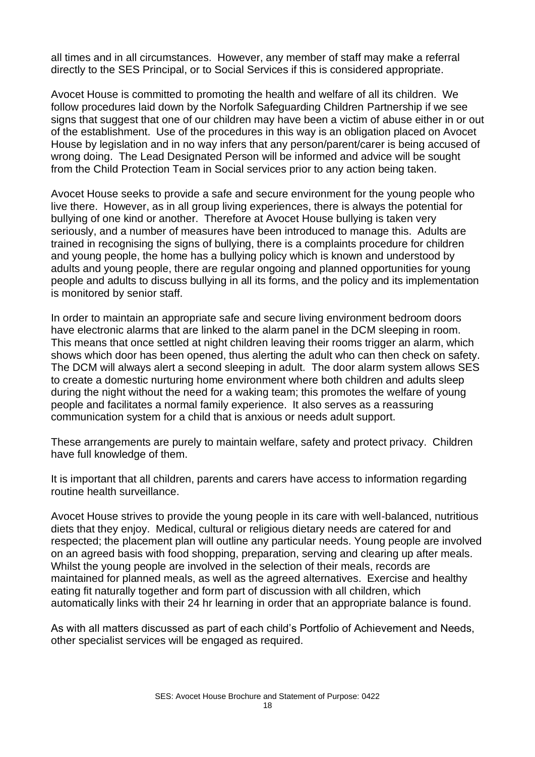all times and in all circumstances. However, any member of staff may make a referral directly to the SES Principal, or to Social Services if this is considered appropriate.

Avocet House is committed to promoting the health and welfare of all its children. We follow procedures laid down by the Norfolk Safeguarding Children Partnership if we see signs that suggest that one of our children may have been a victim of abuse either in or out of the establishment. Use of the procedures in this way is an obligation placed on Avocet House by legislation and in no way infers that any person/parent/carer is being accused of wrong doing. The Lead Designated Person will be informed and advice will be sought from the Child Protection Team in Social services prior to any action being taken.

Avocet House seeks to provide a safe and secure environment for the young people who live there. However, as in all group living experiences, there is always the potential for bullying of one kind or another. Therefore at Avocet House bullying is taken very seriously, and a number of measures have been introduced to manage this. Adults are trained in recognising the signs of bullying, there is a complaints procedure for children and young people, the home has a bullying policy which is known and understood by adults and young people, there are regular ongoing and planned opportunities for young people and adults to discuss bullying in all its forms, and the policy and its implementation is monitored by senior staff.

In order to maintain an appropriate safe and secure living environment bedroom doors have electronic alarms that are linked to the alarm panel in the DCM sleeping in room. This means that once settled at night children leaving their rooms trigger an alarm, which shows which door has been opened, thus alerting the adult who can then check on safety. The DCM will always alert a second sleeping in adult. The door alarm system allows SES to create a domestic nurturing home environment where both children and adults sleep during the night without the need for a waking team; this promotes the welfare of young people and facilitates a normal family experience. It also serves as a reassuring communication system for a child that is anxious or needs adult support.

These arrangements are purely to maintain welfare, safety and protect privacy. Children have full knowledge of them.

It is important that all children, parents and carers have access to information regarding routine health surveillance.

Avocet House strives to provide the young people in its care with well-balanced, nutritious diets that they enjoy. Medical, cultural or religious dietary needs are catered for and respected; the placement plan will outline any particular needs. Young people are involved on an agreed basis with food shopping, preparation, serving and clearing up after meals. Whilst the young people are involved in the selection of their meals, records are maintained for planned meals, as well as the agreed alternatives. Exercise and healthy eating fit naturally together and form part of discussion with all children, which automatically links with their 24 hr learning in order that an appropriate balance is found.

As with all matters discussed as part of each child's Portfolio of Achievement and Needs, other specialist services will be engaged as required.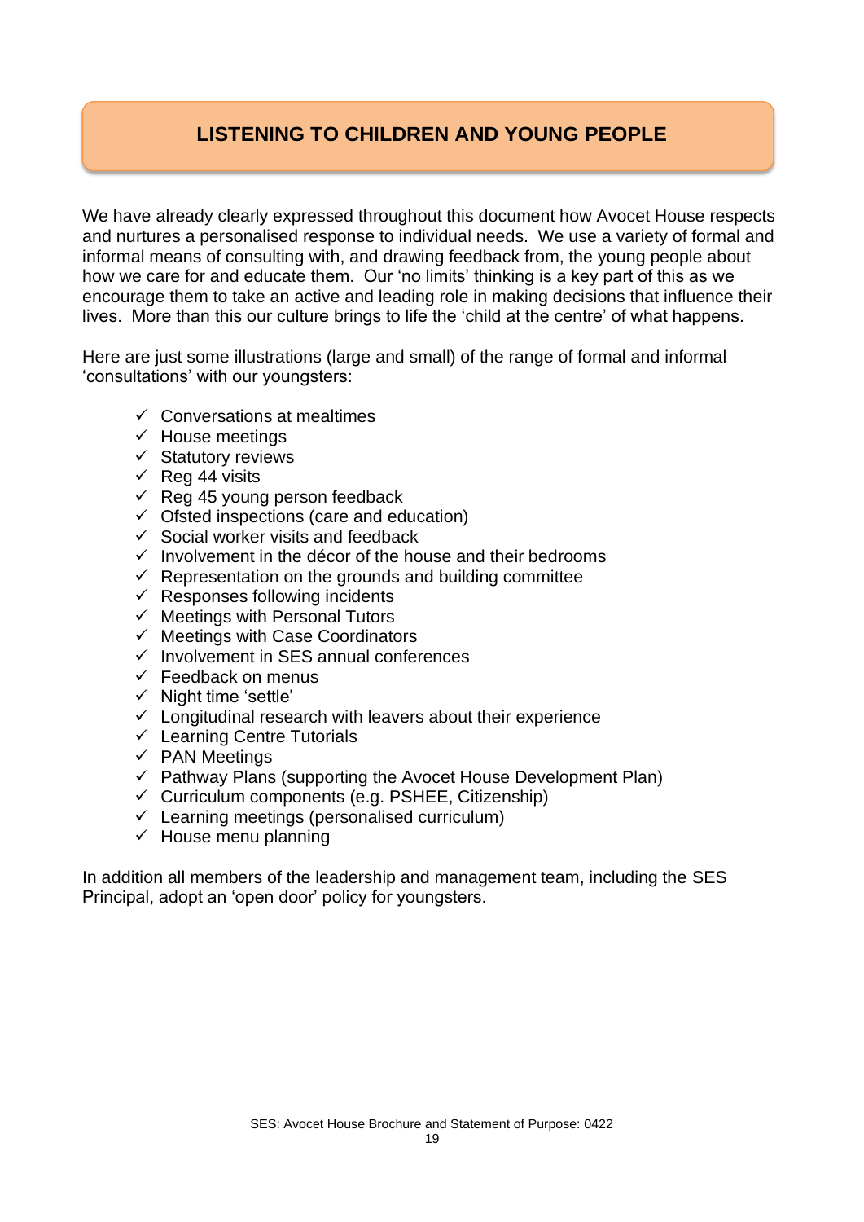## LISTENING TO CHILDREN AND YOUNG PEOPLE

We have already clearly expressed throughout this document how Avocet House respects and nurtures a personalised response to individual needs. We use a variety of formal and informal means of consulting with, and drawing feedback from, the young people about how we care for and educate them. Our 'no limits' thinking is a key part of this as we encourage them to take an active and leading role in making decisions that influence their lives. More than this our culture brings to life the 'child at the centre' of what happens.

Here are just some illustrations (large and small) of the range of formal and informal 'consultations' with our youngsters:

- ✓ Conversations at mealtimes
- ✓ House meetings
- ✓ Statutory reviews
- ✓ Reg 44 visits
- ✓ Reg 45 young person feedback
- ✓ Ofsted inspections (care and education)
- ✓ Social worker visits and feedback
- ✓ Involvement in the décor of the house and their bedrooms
- ✓ Representation on the grounds and building committee
- ✓ Responses following incidents
- ✓ Meetings with Personal Tutors
- ✓ Meetings with Case Coordinators
- ✓ Involvement in SES annual conferences
- ✓ Feedback on menus
- ✓ Night time 'settle'
- ✓ Longitudinal research with leavers about their experience
- ✓ Learning Centre Tutorials
- ✓ PAN Meetings
- ✓ Pathway Plans (supporting the Avocet House Development Plan)
- ✓ Curriculum components (e.g. PSHEE, Citizenship)
- ✓ Learning meetings (personalised curriculum)
- ✓ House menu planning

In addition all members of the leadership and management team, including the SES Principal, adopt an 'open door' policy for youngsters.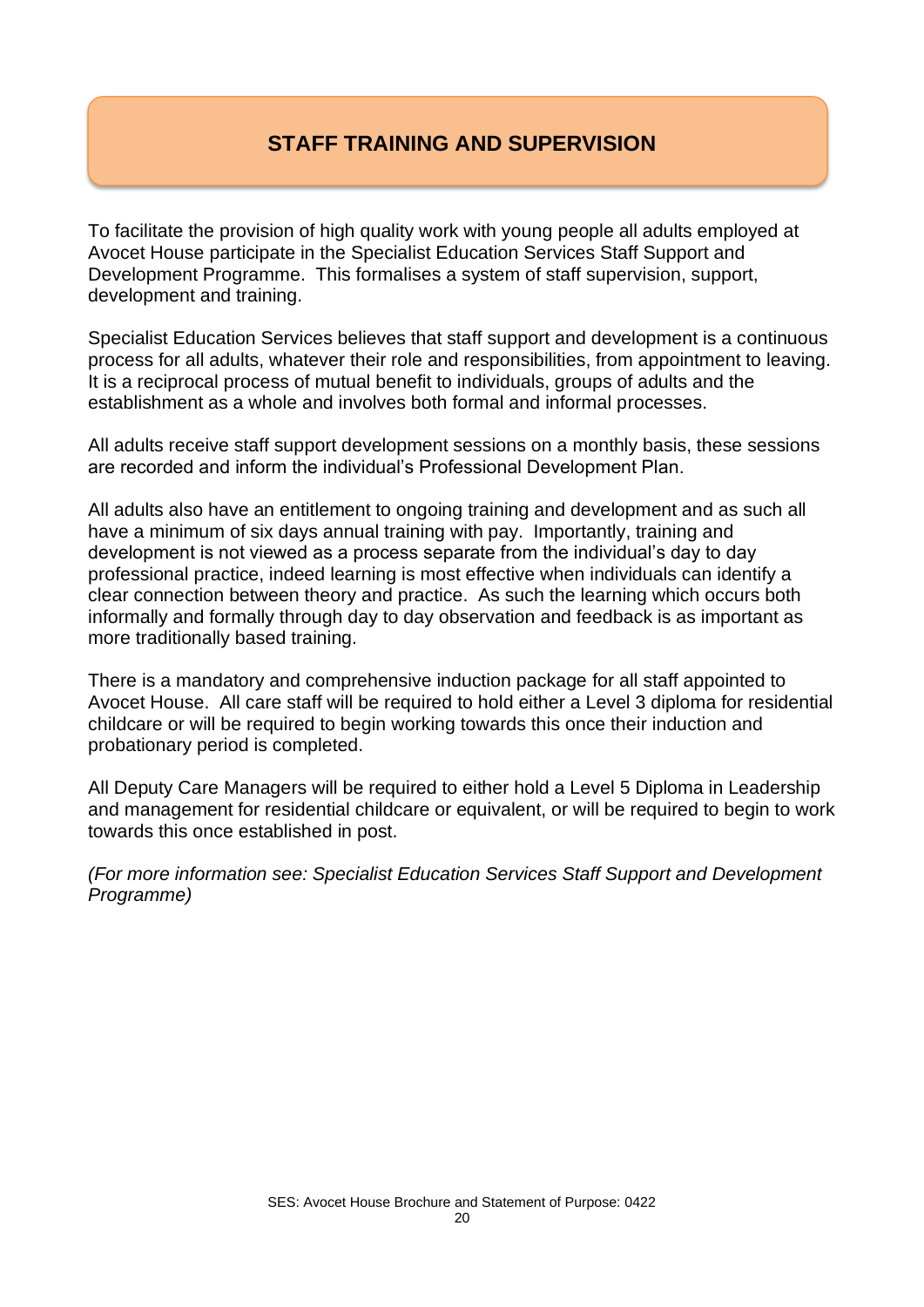## STAFF TRAINING AND SUPERVISION

To facilitate the provision of high quality work with young people all adults employed at Avocet House participate in the Specialist Education Services Staff Support and Development Programme. This formalises a system of staff supervision, support, development and training.

Specialist Education Services believes that staff support and development is a continuous process for all adults, whatever their role and responsibilities, from appointment to leaving. It is a reciprocal process of mutual benefit to individuals, groups of adults and the establishment as a whole and involves both formal and informal processes.

All adults receive staff support development sessions on a monthly basis, these sessions are recorded and inform the individual's Professional Development Plan.

All adults also have an entitlement to ongoing training and development and as such all have a minimum of six days annual training with pay. Importantly, training and development is not viewed as a process separate from the individual's day to day professional practice, indeed learning is most effective when individuals can identify a clear connection between theory and practice. As such the learning which occurs both informally and formally through day to day observation and feedback is as important as more traditionally based training.

There is a mandatory and comprehensive induction package for all staff appointed to Avocet House. All care staff will be required to hold either a Level 3 diploma for residential childcare or will be required to begin working towards this once their induction and probationary period is completed.

All Deputy Care Managers will be required to either hold a Level 5 Diploma in Leadership and management for residential childcare or equivalent, or will be required to begin to work towards this once established in post.

*(For more information see: Specialist Education Services Staff Support and Development Programme)*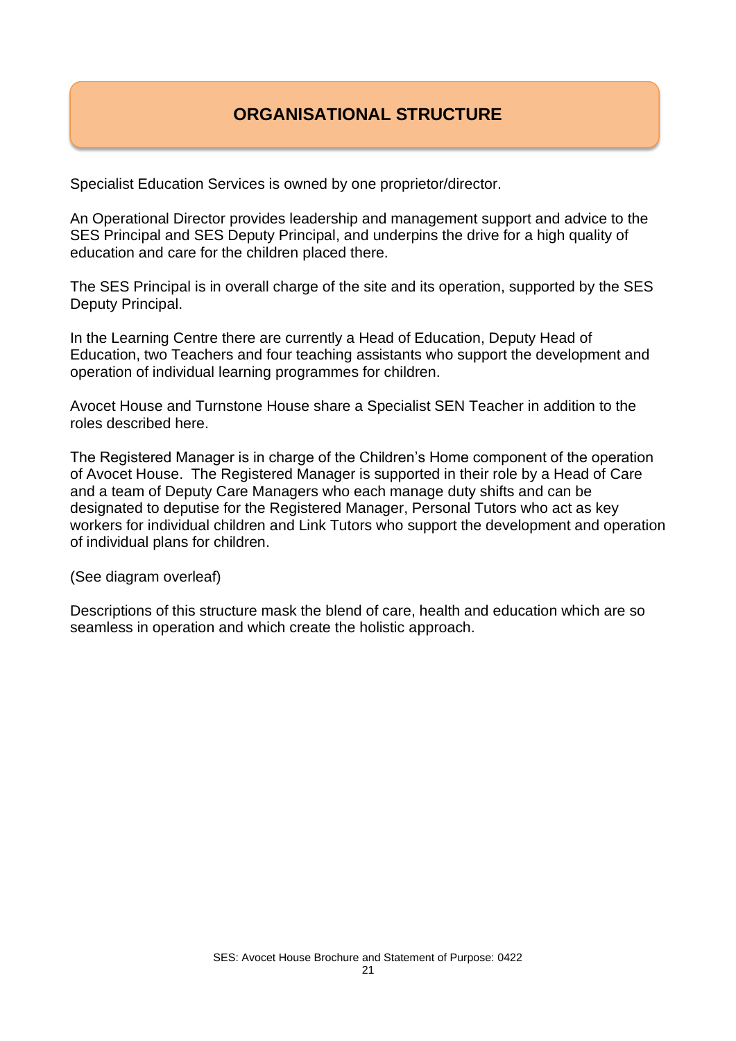## ORGANISATIONAL STRUCTURE

Specialist Education Services is owned by one proprietor/director.

An Operational Director provides leadership and management support and advice to the SES Principal and SES Deputy Principal, and underpins the drive for a high quality of education and care for the children placed there.

The SES Principal is in overall charge of the site and its operation, supported by the SES Deputy Principal.

In the Learning Centre there are currently a Head of Education, Deputy Head of Education, two Teachers and four teaching assistants who support the development and operation of individual learning programmes for children.

Avocet House and Turnstone House share a Specialist SEN Teacher in addition to the roles described here.

The Registered Manager is in charge of the Children's Home component of the operation of Avocet House. The Registered Manager is supported in their role by a Head of Care and a team of Deputy Care Managers who each manage duty shifts and can be designated to deputise for the Registered Manager, Personal Tutors who act as key workers for individual children and Link Tutors who support the development and operation of individual plans for children.

(See diagram overleaf)

Descriptions of this structure mask the blend of care, health and education which are so seamless in operation and which create the holistic approach.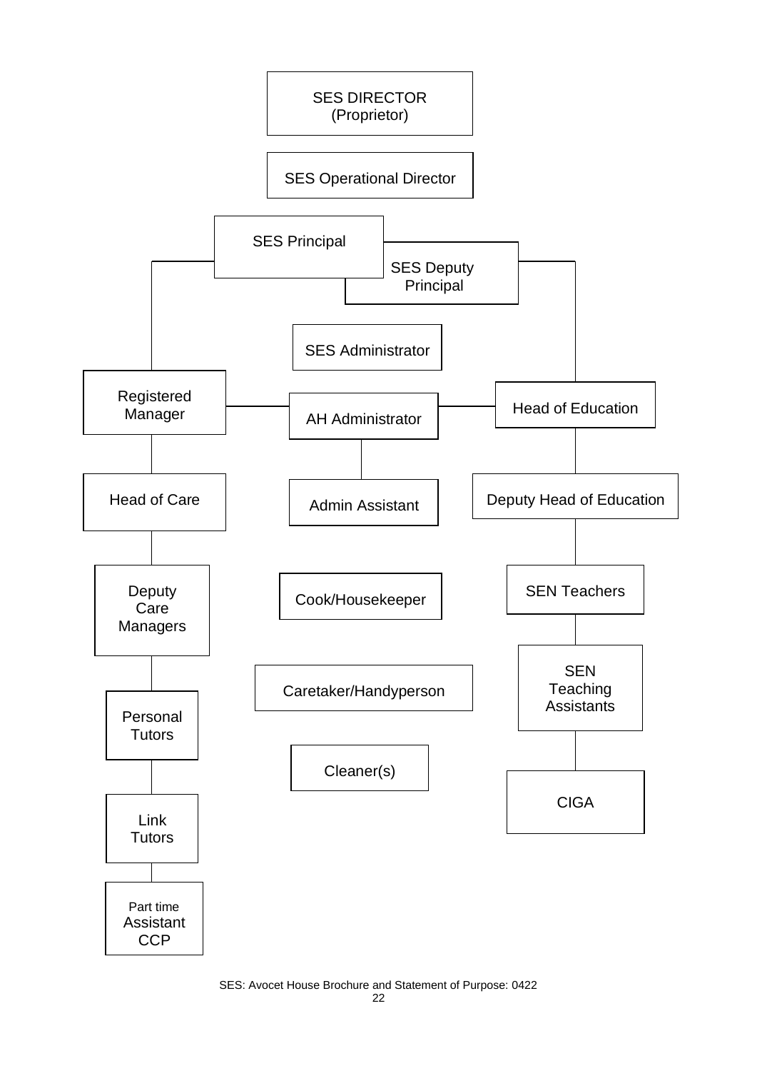SES DIRECTOR
(Proprietor)

SES Operational Director

SES Principal

SES Deputy Principal

SES Administrator

Registered Manager

AH Administrator

Head of Education

Head of Care

Admin Assistant

Deputy Head of Education

Deputy Care Managers

Cook/Housekeeper

SEN Teachers

Caretaker/Handyperson

SEN Teaching Assistants

Personal Tutors

Cleaner(s)

CIGA

Link Tutors

Part time Assistant CCP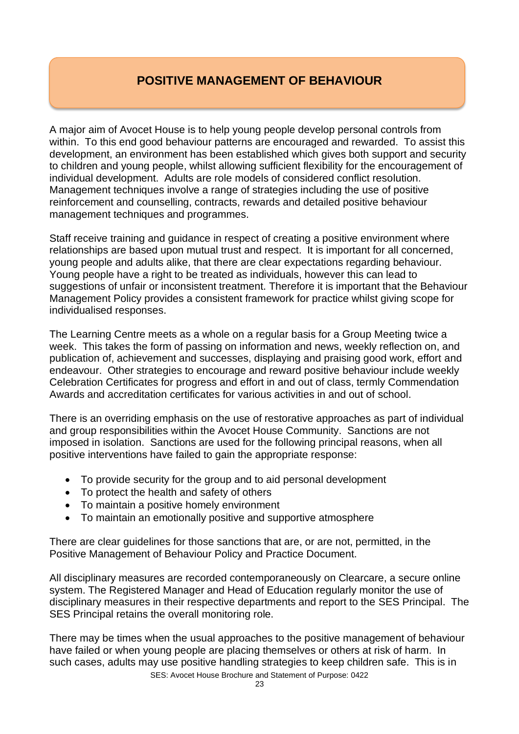# POSITIVE MANAGEMENT OF BEHAVIOUR

A major aim of Avocet House is to help young people develop personal controls from within. To this end good behaviour patterns are encouraged and rewarded. To assist this development, an environment has been established which gives both support and security to children and young people, whilst allowing sufficient flexibility for the encouragement of individual development. Adults are role models of considered conflict resolution. Management techniques involve a range of strategies including the use of positive reinforcement and counselling, contracts, rewards and detailed positive behaviour management techniques and programmes.

Staff receive training and guidance in respect of creating a positive environment where relationships are based upon mutual trust and respect. It is important for all concerned, young people and adults alike, that there are clear expectations regarding behaviour. Young people have a right to be treated as individuals, however this can lead to suggestions of unfair or inconsistent treatment. Therefore it is important that the Behaviour Management Policy provides a consistent framework for practice whilst giving scope for individualised responses.

The Learning Centre meets as a whole on a regular basis for a Group Meeting twice a week. This takes the form of passing on information and news, weekly reflection on, and publication of, achievement and successes, displaying and praising good work, effort and endeavour. Other strategies to encourage and reward positive behaviour include weekly Celebration Certificates for progress and effort in and out of class, termly Commendation Awards and accreditation certificates for various activities in and out of school.

There is an overriding emphasis on the use of restorative approaches as part of individual and group responsibilities within the Avocet House Community. Sanctions are not imposed in isolation. Sanctions are used for the following principal reasons, when all positive interventions have failed to gain the appropriate response:

- To provide security for the group and to aid personal development
- To protect the health and safety of others
- To maintain a positive homely environment
- To maintain an emotionally positive and supportive atmosphere

There are clear guidelines for those sanctions that are, or are not, permitted, in the Positive Management of Behaviour Policy and Practice Document.

All disciplinary measures are recorded contemporaneously on Clearcare, a secure online system. The Registered Manager and Head of Education regularly monitor the use of disciplinary measures in their respective departments and report to the SES Principal. The SES Principal retains the overall monitoring role.

There may be times when the usual approaches to the positive management of behaviour have failed or when young people are placing themselves or others at risk of harm. In such cases, adults may use positive handling strategies to keep children safe. This is in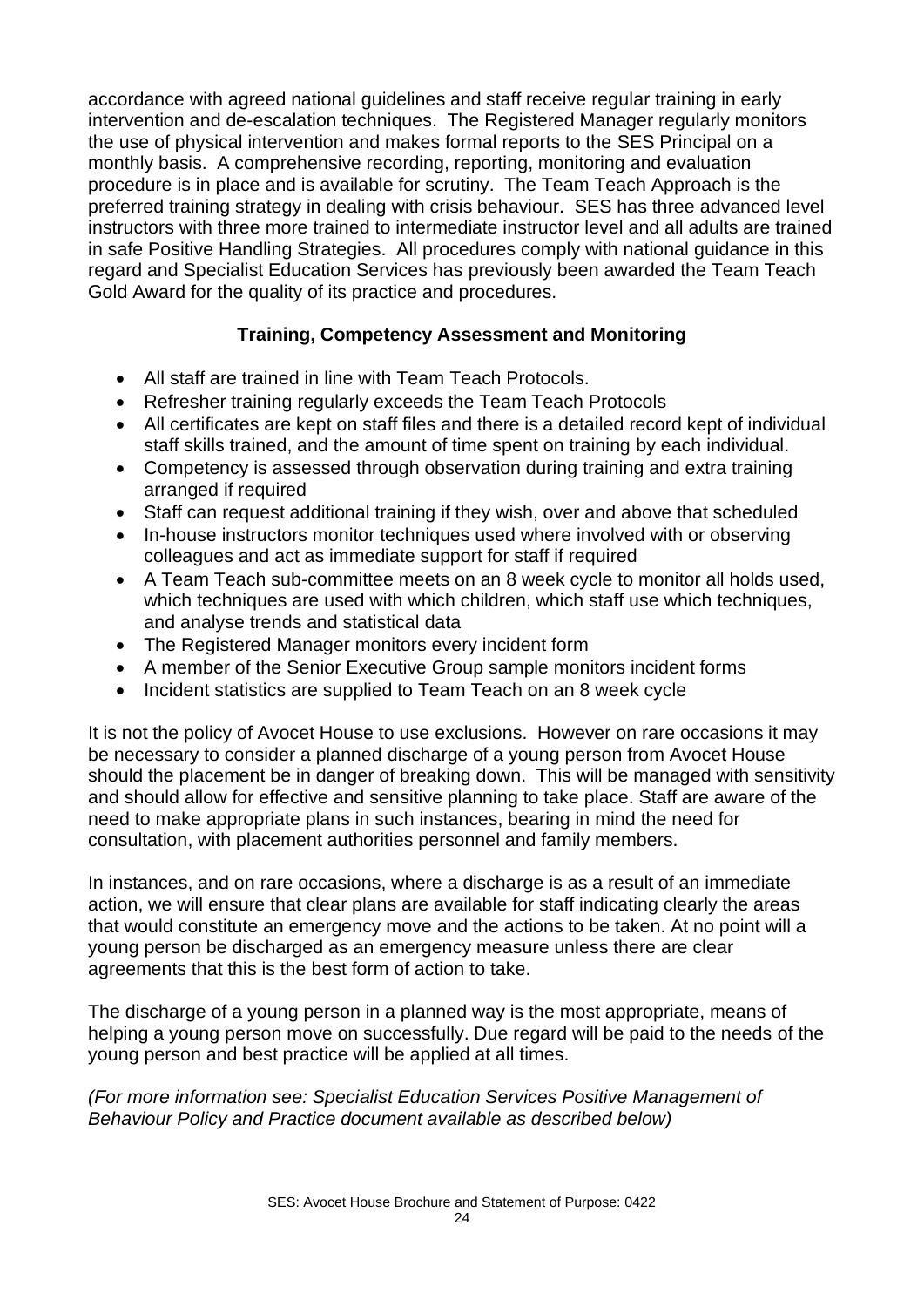accordance with agreed national guidelines and staff receive regular training in early intervention and de-escalation techniques. The Registered Manager regularly monitors the use of physical intervention and makes formal reports to the SES Principal on a monthly basis. A comprehensive recording, reporting, monitoring and evaluation procedure is in place and is available for scrutiny. The Team Teach Approach is the preferred training strategy in dealing with crisis behaviour. SES has three advanced level instructors with three more trained to intermediate instructor level and all adults are trained in safe Positive Handling Strategies. All procedures comply with national guidance in this regard and Specialist Education Services has previously been awarded the Team Teach Gold Award for the quality of its practice and procedures.

**Training, Competency Assessment and Monitoring**

- All staff are trained in line with Team Teach Protocols.
- Refresher training regularly exceeds the Team Teach Protocols
- All certificates are kept on staff files and there is a detailed record kept of individual staff skills trained, and the amount of time spent on training by each individual.
- Competency is assessed through observation during training and extra training arranged if required
- Staff can request additional training if they wish, over and above that scheduled
- In-house instructors monitor techniques used where involved with or observing colleagues and act as immediate support for staff if required
- A Team Teach sub-committee meets on an 8 week cycle to monitor all holds used, which techniques are used with which children, which staff use which techniques, and analyse trends and statistical data
- The Registered Manager monitors every incident form
- A member of the Senior Executive Group sample monitors incident forms
- Incident statistics are supplied to Team Teach on an 8 week cycle

It is not the policy of Avocet House to use exclusions. However on rare occasions it may be necessary to consider a planned discharge of a young person from Avocet House should the placement be in danger of breaking down. This will be managed with sensitivity and should allow for effective and sensitive planning to take place. Staff are aware of the need to make appropriate plans in such instances, bearing in mind the need for consultation, with placement authorities personnel and family members.

In instances, and on rare occasions, where a discharge is as a result of an immediate action, we will ensure that clear plans are available for staff indicating clearly the areas that would constitute an emergency move and the actions to be taken. At no point will a young person be discharged as an emergency measure unless there are clear agreements that this is the best form of action to take.

The discharge of a young person in a planned way is the most appropriate, means of helping a young person move on successfully. Due regard will be paid to the needs of the young person and best practice will be applied at all times.

*(For more information see: Specialist Education Services Positive Management of Behaviour Policy and Practice document available as described below)*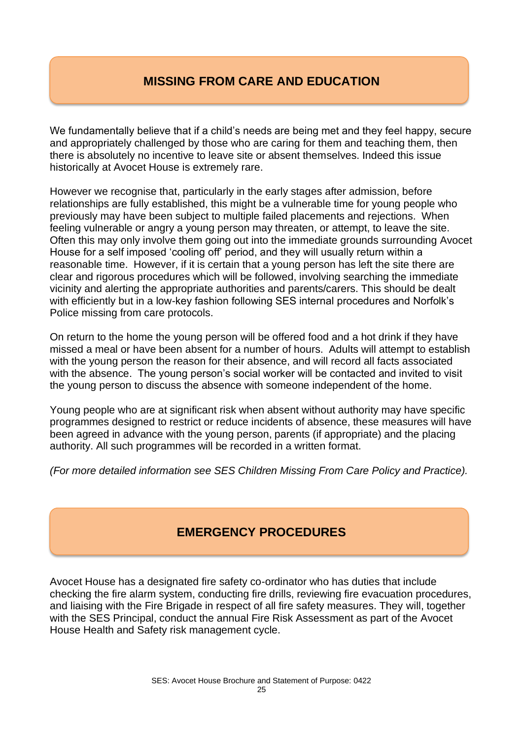## MISSING FROM CARE AND EDUCATION

We fundamentally believe that if a child's needs are being met and they feel happy, secure and appropriately challenged by those who are caring for them and teaching them, then there is absolutely no incentive to leave site or absent themselves. Indeed this issue historically at Avocet House is extremely rare.

However we recognise that, particularly in the early stages after admission, before relationships are fully established, this might be a vulnerable time for young people who previously may have been subject to multiple failed placements and rejections. When feeling vulnerable or angry a young person may threaten, or attempt, to leave the site. Often this may only involve them going out into the immediate grounds surrounding Avocet House for a self imposed 'cooling off' period, and they will usually return within a reasonable time. However, if it is certain that a young person has left the site there are clear and rigorous procedures which will be followed, involving searching the immediate vicinity and alerting the appropriate authorities and parents/carers. This should be dealt with efficiently but in a low-key fashion following SES internal procedures and Norfolk's Police missing from care protocols.

On return to the home the young person will be offered food and a hot drink if they have missed a meal or have been absent for a number of hours. Adults will attempt to establish with the young person the reason for their absence, and will record all facts associated with the absence. The young person's social worker will be contacted and invited to visit the young person to discuss the absence with someone independent of the home.

Young people who are at significant risk when absent without authority may have specific programmes designed to restrict or reduce incidents of absence, these measures will have been agreed in advance with the young person, parents (if appropriate) and the placing authority. All such programmes will be recorded in a written format.

*(For more detailed information see SES Children Missing From Care Policy and Practice).*

## EMERGENCY PROCEDURES

Avocet House has a designated fire safety co-ordinator who has duties that include checking the fire alarm system, conducting fire drills, reviewing fire evacuation procedures, and liaising with the Fire Brigade in respect of all fire safety measures. They will, together with the SES Principal, conduct the annual Fire Risk Assessment as part of the Avocet House Health and Safety risk management cycle.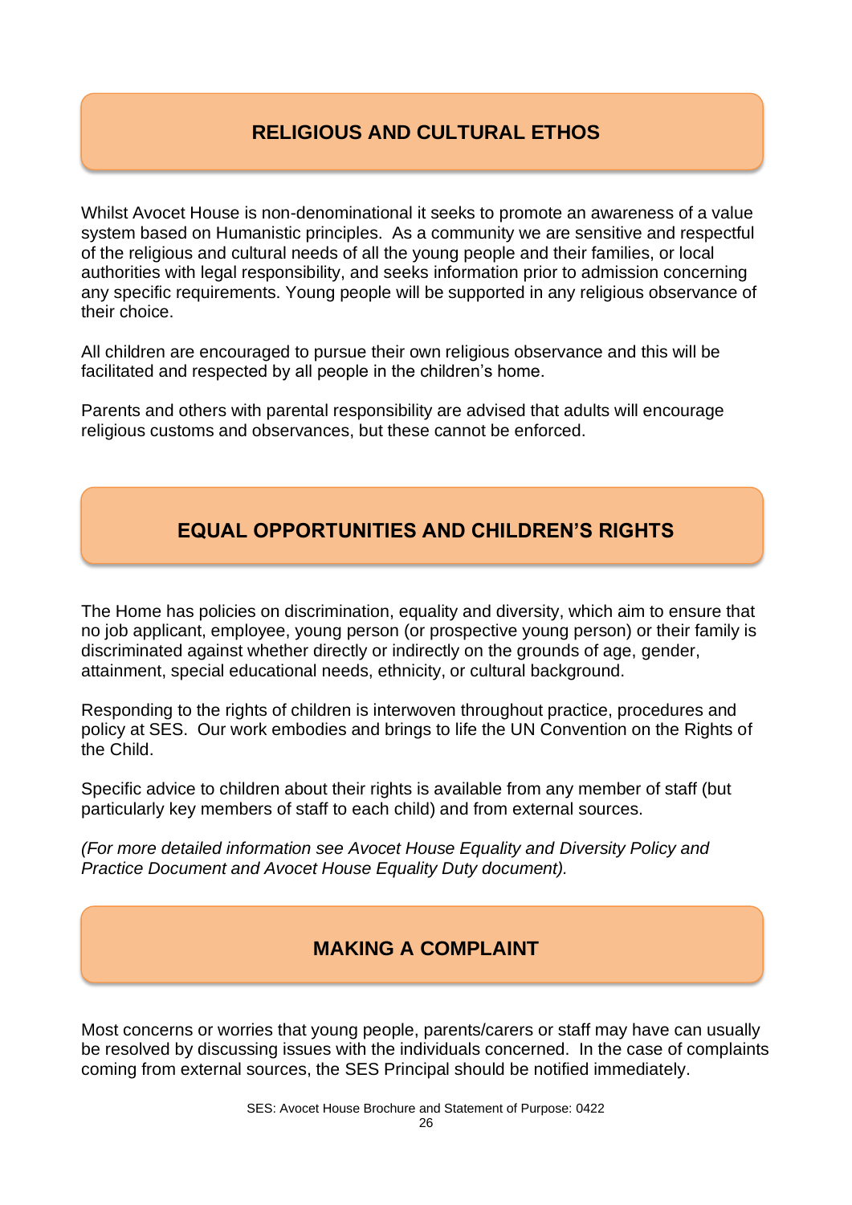## RELIGIOUS AND CULTURAL ETHOS

Whilst Avocet House is non-denominational it seeks to promote an awareness of a value system based on Humanistic principles. As a community we are sensitive and respectful of the religious and cultural needs of all the young people and their families, or local authorities with legal responsibility, and seeks information prior to admission concerning any specific requirements. Young people will be supported in any religious observance of their choice.

All children are encouraged to pursue their own religious observance and this will be facilitated and respected by all people in the children's home.

Parents and others with parental responsibility are advised that adults will encourage religious customs and observances, but these cannot be enforced.

## EQUAL OPPORTUNITIES AND CHILDREN'S RIGHTS

The Home has policies on discrimination, equality and diversity, which aim to ensure that no job applicant, employee, young person (or prospective young person) or their family is discriminated against whether directly or indirectly on the grounds of age, gender, attainment, special educational needs, ethnicity, or cultural background.

Responding to the rights of children is interwoven throughout practice, procedures and policy at SES. Our work embodies and brings to life the UN Convention on the Rights of the Child.

Specific advice to children about their rights is available from any member of staff (but particularly key members of staff to each child) and from external sources.

*(For more detailed information see Avocet House Equality and Diversity Policy and Practice Document and Avocet House Equality Duty document).*

## MAKING A COMPLAINT

Most concerns or worries that young people, parents/carers or staff may have can usually be resolved by discussing issues with the individuals concerned. In the case of complaints coming from external sources, the SES Principal should be notified immediately.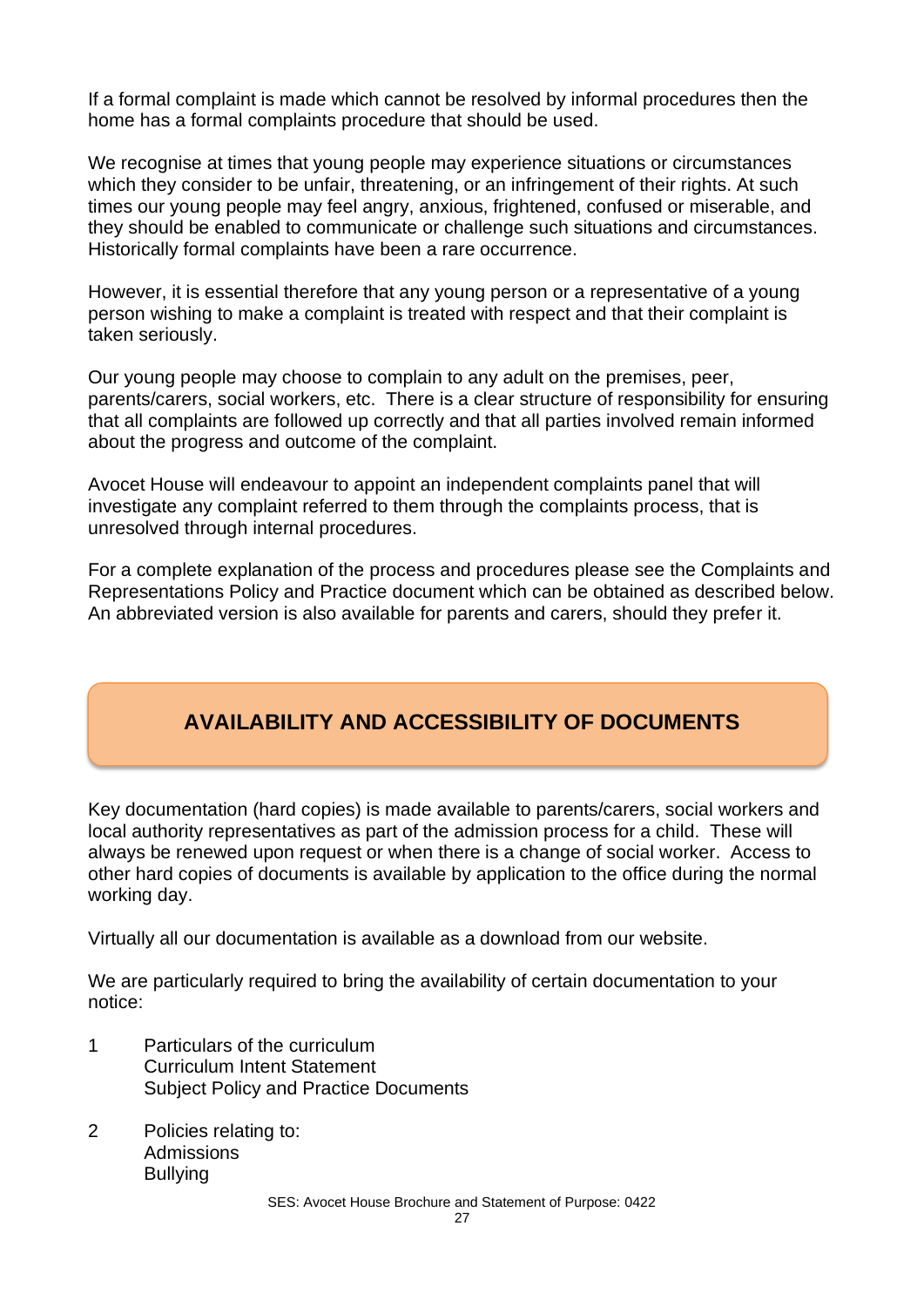If a formal complaint is made which cannot be resolved by informal procedures then the home has a formal complaints procedure that should be used.

We recognise at times that young people may experience situations or circumstances which they consider to be unfair, threatening, or an infringement of their rights. At such times our young people may feel angry, anxious, frightened, confused or miserable, and they should be enabled to communicate or challenge such situations and circumstances. Historically formal complaints have been a rare occurrence.

However, it is essential therefore that any young person or a representative of a young person wishing to make a complaint is treated with respect and that their complaint is taken seriously.

Our young people may choose to complain to any adult on the premises, peer, parents/carers, social workers, etc. There is a clear structure of responsibility for ensuring that all complaints are followed up correctly and that all parties involved remain informed about the progress and outcome of the complaint.

Avocet House will endeavour to appoint an independent complaints panel that will investigate any complaint referred to them through the complaints process, that is unresolved through internal procedures.

For a complete explanation of the process and procedures please see the Complaints and Representations Policy and Practice document which can be obtained as described below. An abbreviated version is also available for parents and carers, should they prefer it.

## AVAILABILITY AND ACCESSIBILITY OF DOCUMENTS

Key documentation (hard copies) is made available to parents/carers, social workers and local authority representatives as part of the admission process for a child. These will always be renewed upon request or when there is a change of social worker. Access to other hard copies of documents is available by application to the office during the normal working day.

Virtually all our documentation is available as a download from our website.

We are particularly required to bring the availability of certain documentation to your notice:

1. Particulars of the curriculum
   Curriculum Intent Statement
   Subject Policy and Practice Documents

2. Policies relating to:
   Admissions
   Bullying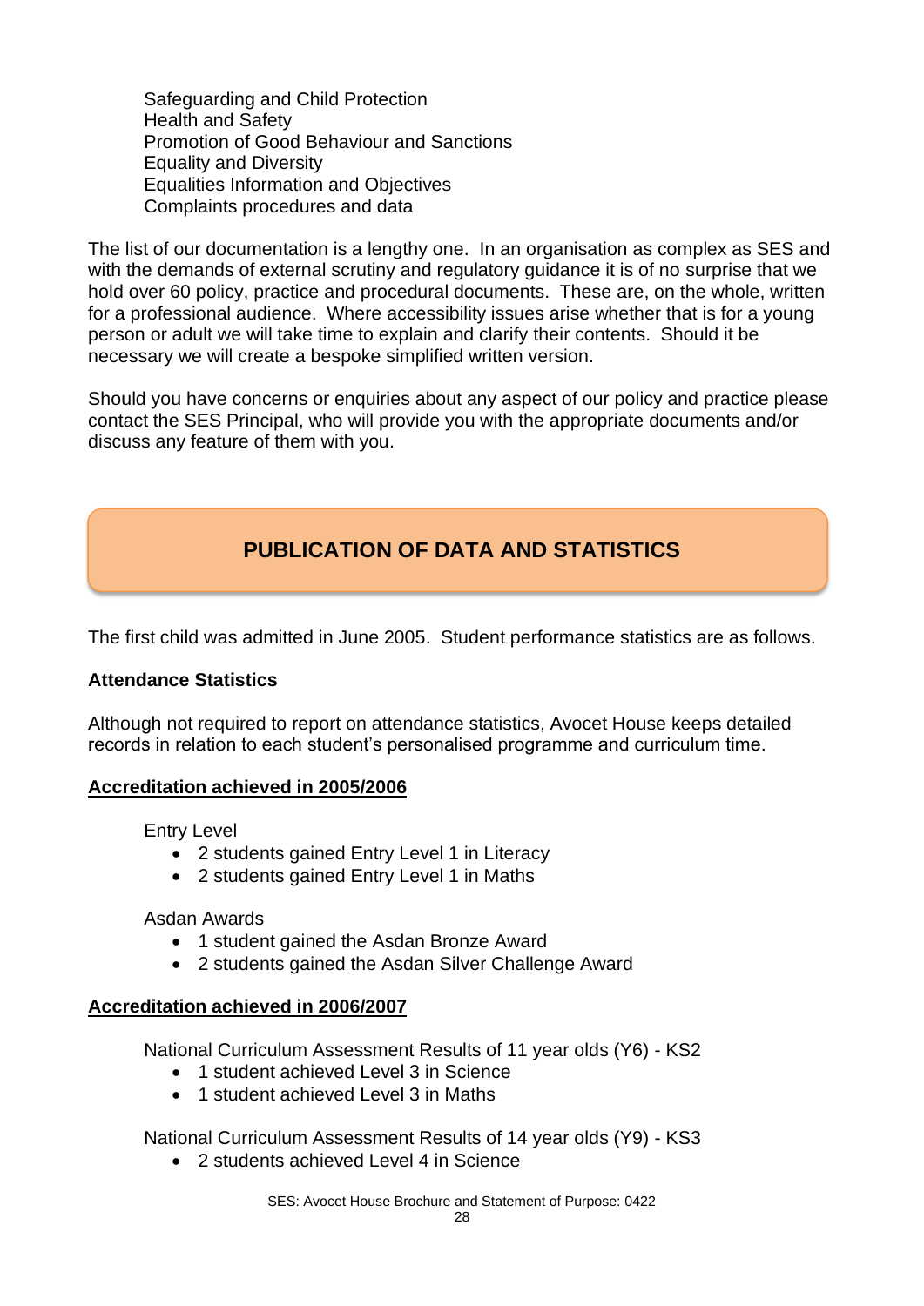Safeguarding and Child Protection
Health and Safety
Promotion of Good Behaviour and Sanctions
Equality and Diversity
Equalities Information and Objectives
Complaints procedures and data

The list of our documentation is a lengthy one. In an organisation as complex as SES and with the demands of external scrutiny and regulatory guidance it is of no surprise that we hold over 60 policy, practice and procedural documents. These are, on the whole, written for a professional audience. Where accessibility issues arise whether that is for a young person or adult we will take time to explain and clarify their contents. Should it be necessary we will create a bespoke simplified written version.

Should you have concerns or enquiries about any aspect of our policy and practice please contact the SES Principal, who will provide you with the appropriate documents and/or discuss any feature of them with you.

## PUBLICATION OF DATA AND STATISTICS

The first child was admitted in June 2005. Student performance statistics are as follows.

**Attendance Statistics**

Although not required to report on attendance statistics, Avocet House keeps detailed records in relation to each student's personalised programme and curriculum time.

**Accreditation achieved in 2005/2006**

Entry Level

- 2 students gained Entry Level 1 in Literacy
- 2 students gained Entry Level 1 in Maths

Asdan Awards

- 1 student gained the Asdan Bronze Award
- 2 students gained the Asdan Silver Challenge Award

**Accreditation achieved in 2006/2007**

National Curriculum Assessment Results of 11 year olds (Y6) - KS2

- 1 student achieved Level 3 in Science
- 1 student achieved Level 3 in Maths

National Curriculum Assessment Results of 14 year olds (Y9) - KS3

- 2 students achieved Level 4 in Science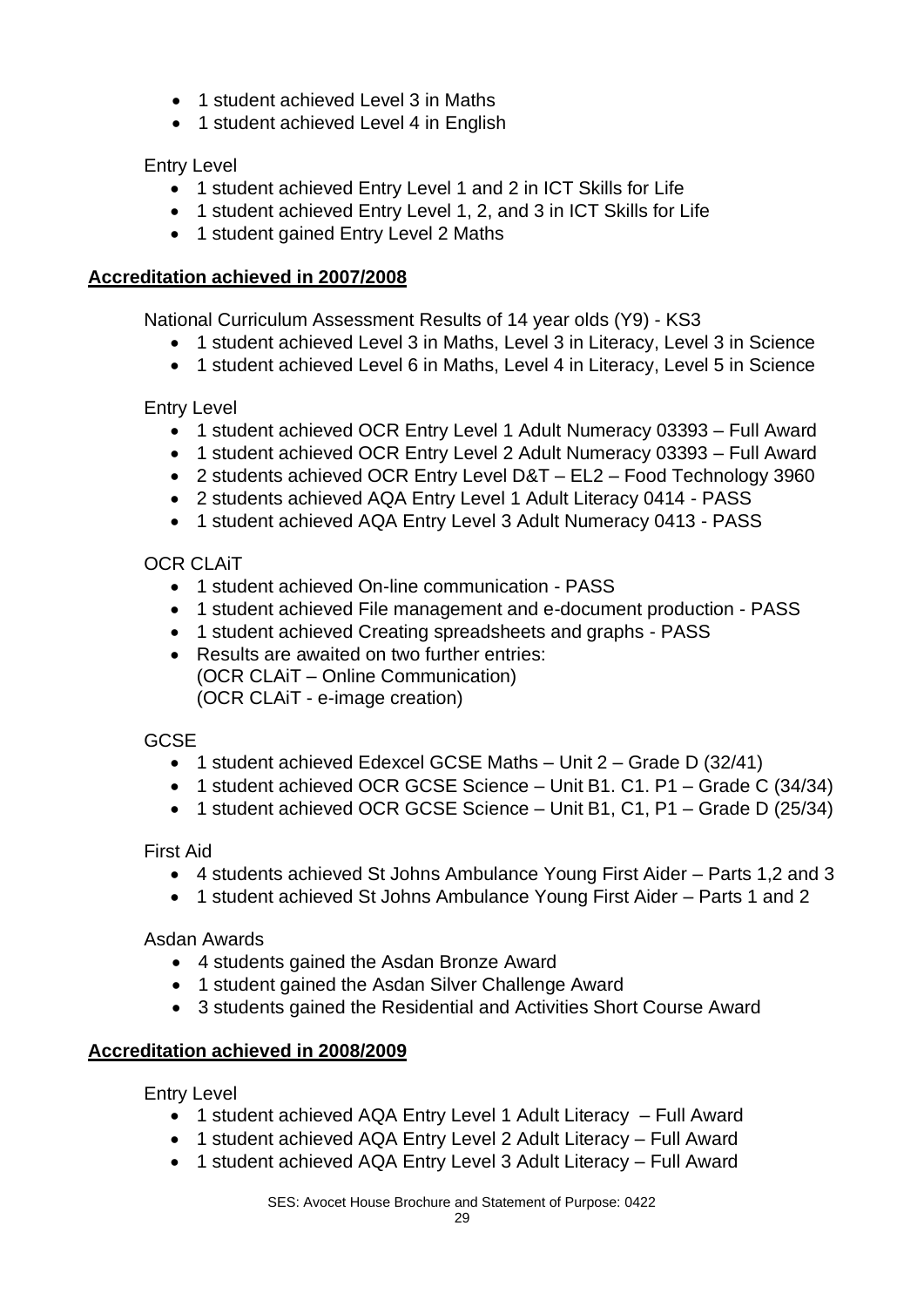- 1 student achieved Level 3 in Maths
- 1 student achieved Level 4 in English

Entry Level

- 1 student achieved Entry Level 1 and 2 in ICT Skills for Life
- 1 student achieved Entry Level 1, 2, and 3 in ICT Skills for Life
- 1 student gained Entry Level 2 Maths

## **Accreditation achieved in 2007/2008**

National Curriculum Assessment Results of 14 year olds (Y9) - KS3

- 1 student achieved Level 3 in Maths, Level 3 in Literacy, Level 3 in Science
- 1 student achieved Level 6 in Maths, Level 4 in Literacy, Level 5 in Science

Entry Level

- 1 student achieved OCR Entry Level 1 Adult Numeracy 03393 – Full Award
- 1 student achieved OCR Entry Level 2 Adult Numeracy 03393 – Full Award
- 2 students achieved OCR Entry Level D&T – EL2 – Food Technology 3960
- 2 students achieved AQA Entry Level 1 Adult Literacy 0414 - PASS
- 1 student achieved AQA Entry Level 3 Adult Numeracy 0413 - PASS

OCR CLAiT

- 1 student achieved On-line communication - PASS
- 1 student achieved File management and e-document production - PASS
- 1 student achieved Creating spreadsheets and graphs - PASS
- Results are awaited on two further entries:
  (OCR CLAiT – Online Communication)
  (OCR CLAiT - e-image creation)

GCSE

- 1 student achieved Edexcel GCSE Maths – Unit 2 – Grade D (32/41)
- 1 student achieved OCR GCSE Science – Unit B1. C1. P1 – Grade C (34/34)
- 1 student achieved OCR GCSE Science – Unit B1, C1, P1 – Grade D (25/34)

First Aid

- 4 students achieved St Johns Ambulance Young First Aider – Parts 1,2 and 3
- 1 student achieved St Johns Ambulance Young First Aider – Parts 1 and 2

Asdan Awards

- 4 students gained the Asdan Bronze Award
- 1 student gained the Asdan Silver Challenge Award
- 3 students gained the Residential and Activities Short Course Award

## **Accreditation achieved in 2008/2009**

Entry Level

- 1 student achieved AQA Entry Level 1 Adult Literacy – Full Award
- 1 student achieved AQA Entry Level 2 Adult Literacy – Full Award
- 1 student achieved AQA Entry Level 3 Adult Literacy – Full Award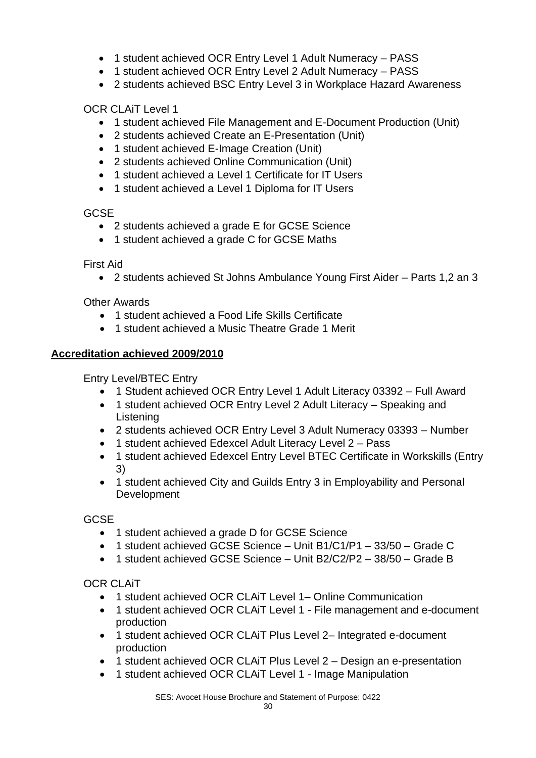- 1 student achieved OCR Entry Level 1 Adult Numeracy – PASS
- 1 student achieved OCR Entry Level 2 Adult Numeracy – PASS
- 2 students achieved BSC Entry Level 3 in Workplace Hazard Awareness

OCR CLAiT Level 1

- 1 student achieved File Management and E-Document Production (Unit)
- 2 students achieved Create an E-Presentation (Unit)
- 1 student achieved E-Image Creation (Unit)
- 2 students achieved Online Communication (Unit)
- 1 student achieved a Level 1 Certificate for IT Users
- 1 student achieved a Level 1 Diploma for IT Users

GCSE

- 2 students achieved a grade E for GCSE Science
- 1 student achieved a grade C for GCSE Maths

First Aid

- 2 students achieved St Johns Ambulance Young First Aider – Parts 1,2 an 3

Other Awards

- 1 student achieved a Food Life Skills Certificate
- 1 student achieved a Music Theatre Grade 1 Merit

**Accreditation achieved 2009/2010**

Entry Level/BTEC Entry

- 1 Student achieved OCR Entry Level 1 Adult Literacy 03392 – Full Award
- 1 student achieved OCR Entry Level 2 Adult Literacy – Speaking and Listening
- 2 students achieved OCR Entry Level 3 Adult Numeracy 03393 – Number
- 1 student achieved Edexcel Adult Literacy Level 2 – Pass
- 1 student achieved Edexcel Entry Level BTEC Certificate in Workskills (Entry 3)
- 1 student achieved City and Guilds Entry 3 in Employability and Personal Development

GCSE

- 1 student achieved a grade D for GCSE Science
- 1 student achieved GCSE Science – Unit B1/C1/P1 – 33/50 – Grade C
- 1 student achieved GCSE Science – Unit B2/C2/P2 – 38/50 – Grade B

OCR CLAiT

- 1 student achieved OCR CLAiT Level 1– Online Communication
- 1 student achieved OCR CLAiT Level 1 - File management and e-document production
- 1 student achieved OCR CLAiT Plus Level 2– Integrated e-document production
- 1 student achieved OCR CLAiT Plus Level 2 – Design an e-presentation
- 1 student achieved OCR CLAiT Level 1 - Image Manipulation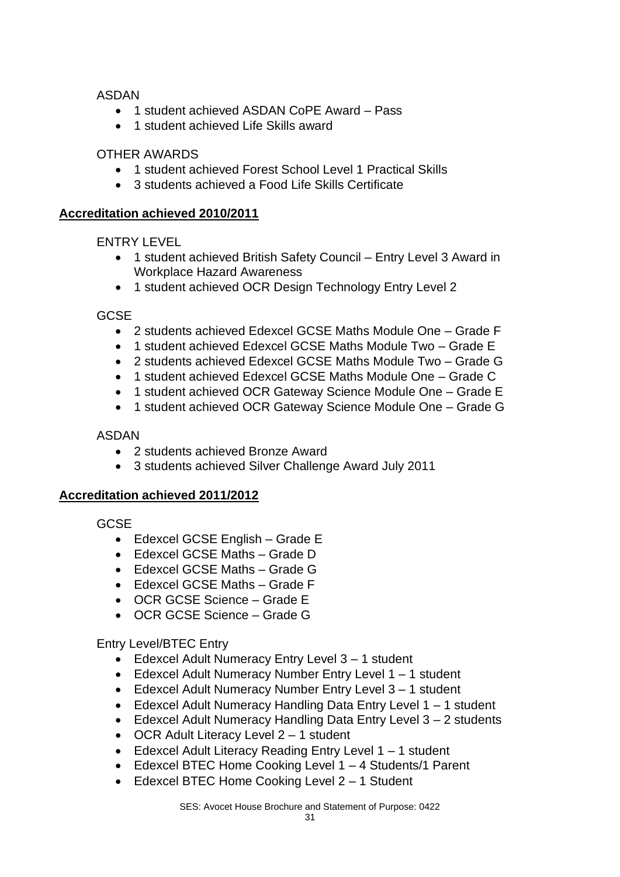ASDAN

- 1 student achieved ASDAN CoPE Award – Pass
- 1 student achieved Life Skills award

OTHER AWARDS

- 1 student achieved Forest School Level 1 Practical Skills
- 3 students achieved a Food Life Skills Certificate

**Accreditation achieved 2010/2011**

ENTRY LEVEL

- 1 student achieved British Safety Council – Entry Level 3 Award in Workplace Hazard Awareness
- 1 student achieved OCR Design Technology Entry Level 2

GCSE

- 2 students achieved Edexcel GCSE Maths Module One – Grade F
- 1 student achieved Edexcel GCSE Maths Module Two – Grade E
- 2 students achieved Edexcel GCSE Maths Module Two – Grade G
- 1 student achieved Edexcel GCSE Maths Module One – Grade C
- 1 student achieved OCR Gateway Science Module One – Grade E
- 1 student achieved OCR Gateway Science Module One – Grade G

ASDAN

- 2 students achieved Bronze Award
- 3 students achieved Silver Challenge Award July 2011

**Accreditation achieved 2011/2012**

GCSE

- Edexcel GCSE English – Grade E
- Edexcel GCSE Maths – Grade D
- Edexcel GCSE Maths – Grade G
- Edexcel GCSE Maths – Grade F
- OCR GCSE Science – Grade E
- OCR GCSE Science – Grade G

Entry Level/BTEC Entry

- Edexcel Adult Numeracy Entry Level 3 – 1 student
- Edexcel Adult Numeracy Number Entry Level 1 – 1 student
- Edexcel Adult Numeracy Number Entry Level 3 – 1 student
- Edexcel Adult Numeracy Handling Data Entry Level 1 – 1 student
- Edexcel Adult Numeracy Handling Data Entry Level 3 – 2 students
- OCR Adult Literacy Level 2 – 1 student
- Edexcel Adult Literacy Reading Entry Level 1 – 1 student
- Edexcel BTEC Home Cooking Level 1 – 4 Students/1 Parent
- Edexcel BTEC Home Cooking Level 2 – 1 Student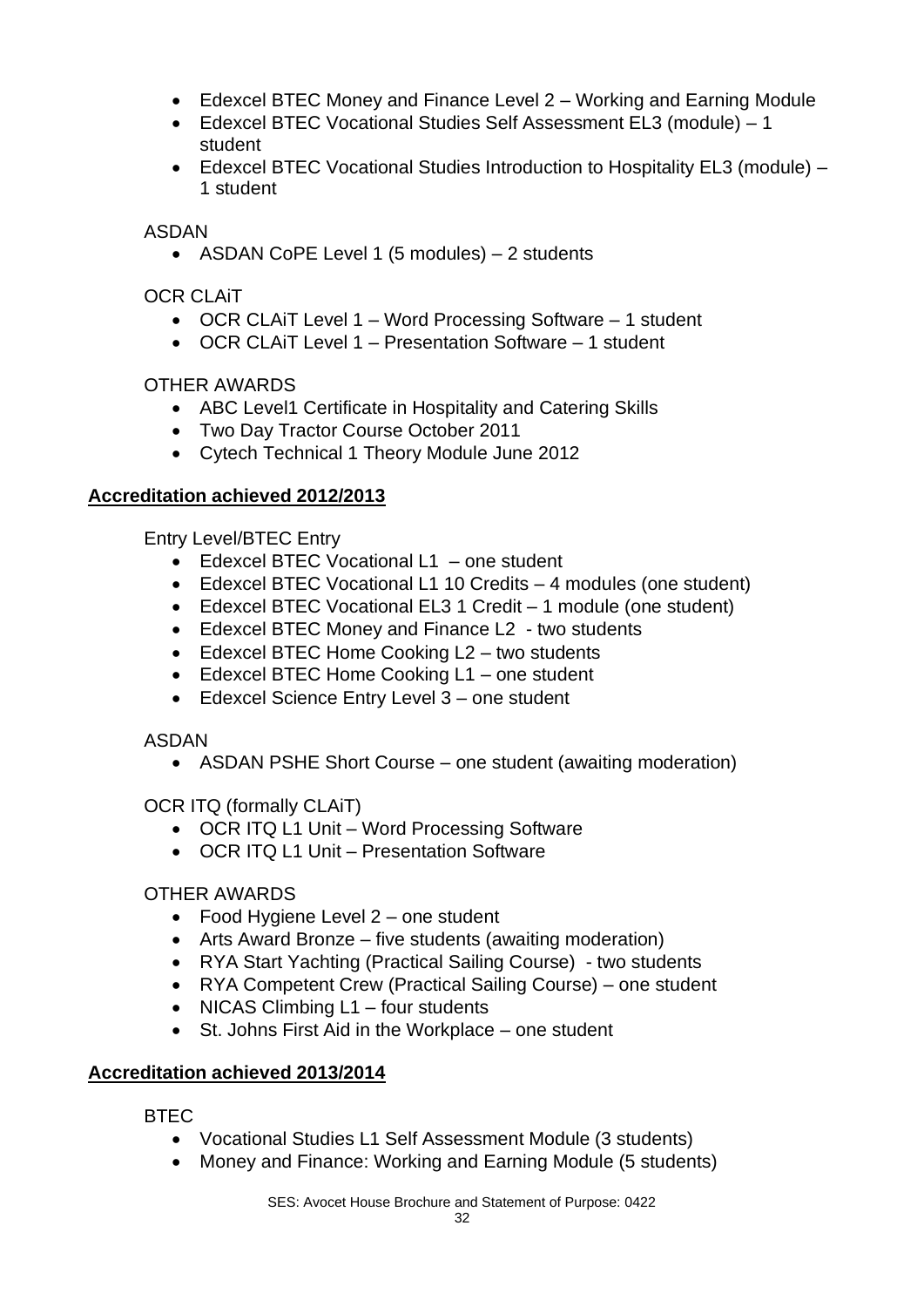- Edexcel BTEC Money and Finance Level 2 – Working and Earning Module
- Edexcel BTEC Vocational Studies Self Assessment EL3 (module) – 1 student
- Edexcel BTEC Vocational Studies Introduction to Hospitality EL3 (module) – 1 student

ASDAN

- ASDAN CoPE Level 1 (5 modules) – 2 students

OCR CLAiT

- OCR CLAiT Level 1 – Word Processing Software – 1 student
- OCR CLAiT Level 1 – Presentation Software – 1 student

OTHER AWARDS

- ABC Level1 Certificate in Hospitality and Catering Skills
- Two Day Tractor Course October 2011
- Cytech Technical 1 Theory Module June 2012

**Accreditation achieved 2012/2013**

Entry Level/BTEC Entry

- Edexcel BTEC Vocational L1 – one student
- Edexcel BTEC Vocational L1 10 Credits – 4 modules (one student)
- Edexcel BTEC Vocational EL3 1 Credit – 1 module (one student)
- Edexcel BTEC Money and Finance L2 - two students
- Edexcel BTEC Home Cooking L2 – two students
- Edexcel BTEC Home Cooking L1 – one student
- Edexcel Science Entry Level 3 – one student

ASDAN

- ASDAN PSHE Short Course – one student (awaiting moderation)

OCR ITQ (formally CLAiT)

- OCR ITQ L1 Unit – Word Processing Software
- OCR ITQ L1 Unit – Presentation Software

OTHER AWARDS

- Food Hygiene Level 2 – one student
- Arts Award Bronze – five students (awaiting moderation)
- RYA Start Yachting (Practical Sailing Course) - two students
- RYA Competent Crew (Practical Sailing Course) – one student
- NICAS Climbing L1 – four students
- St. Johns First Aid in the Workplace – one student

**Accreditation achieved 2013/2014**

BTEC

- Vocational Studies L1 Self Assessment Module (3 students)
- Money and Finance: Working and Earning Module (5 students)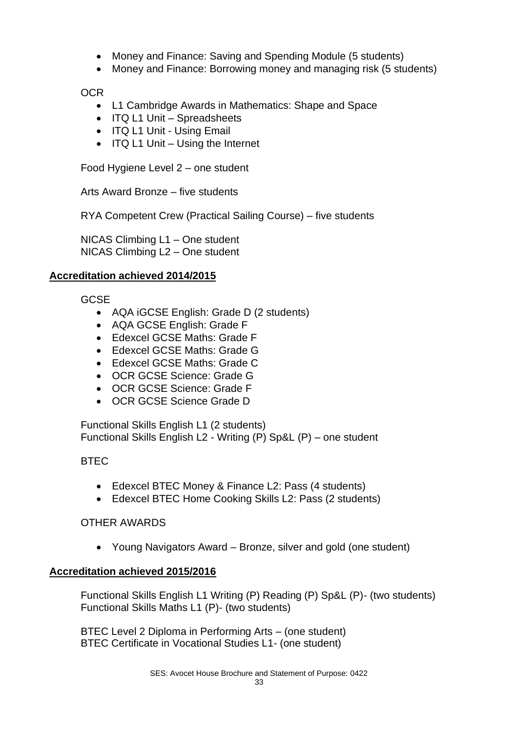- Money and Finance: Saving and Spending Module (5 students)
- Money and Finance: Borrowing money and managing risk (5 students)

OCR

- L1 Cambridge Awards in Mathematics: Shape and Space
- ITQ L1 Unit – Spreadsheets
- ITQ L1 Unit - Using Email
- ITQ L1 Unit – Using the Internet

Food Hygiene Level 2 – one student

Arts Award Bronze – five students

RYA Competent Crew (Practical Sailing Course) – five students

NICAS Climbing L1 – One student
NICAS Climbing L2 – One student

**Accreditation achieved 2014/2015**

GCSE

- AQA iGCSE English: Grade D (2 students)
- AQA GCSE English: Grade F
- Edexcel GCSE Maths: Grade F
- Edexcel GCSE Maths: Grade G
- Edexcel GCSE Maths: Grade C
- OCR GCSE Science: Grade G
- OCR GCSE Science: Grade F
- OCR GCSE Science Grade D

Functional Skills English L1 (2 students)
Functional Skills English L2 - Writing (P) Sp&L (P) – one student

BTEC

- Edexcel BTEC Money & Finance L2: Pass (4 students)
- Edexcel BTEC Home Cooking Skills L2: Pass (2 students)

OTHER AWARDS

- Young Navigators Award – Bronze, silver and gold (one student)

**Accreditation achieved 2015/2016**

Functional Skills English L1 Writing (P) Reading (P) Sp&L (P)- (two students)
Functional Skills Maths L1 (P)- (two students)

BTEC Level 2 Diploma in Performing Arts – (one student)
BTEC Certificate in Vocational Studies L1- (one student)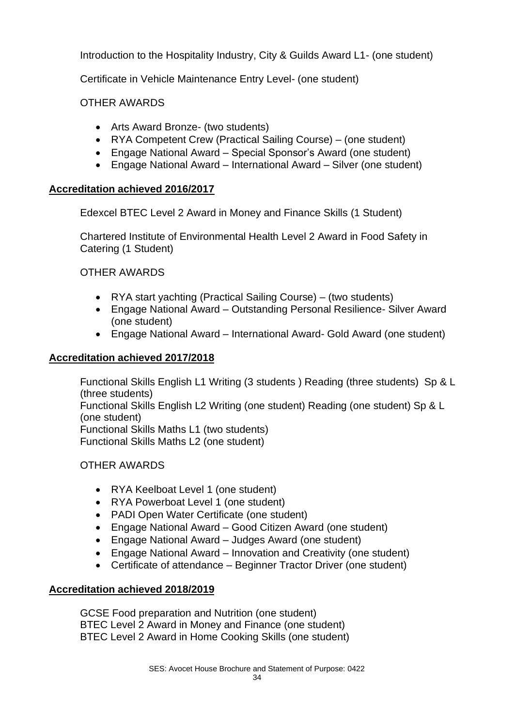Introduction to the Hospitality Industry, City & Guilds Award L1- (one student)

Certificate in Vehicle Maintenance Entry Level- (one student)

OTHER AWARDS

- Arts Award Bronze- (two students)
- RYA Competent Crew (Practical Sailing Course) – (one student)
- Engage National Award – Special Sponsor's Award (one student)
- Engage National Award – International Award – Silver (one student)

**Accreditation achieved 2016/2017**

Edexcel BTEC Level 2 Award in Money and Finance Skills (1 Student)

Chartered Institute of Environmental Health Level 2 Award in Food Safety in Catering (1 Student)

OTHER AWARDS

- RYA start yachting (Practical Sailing Course) – (two students)
- Engage National Award – Outstanding Personal Resilience- Silver Award (one student)
- Engage National Award – International Award- Gold Award (one student)

**Accreditation achieved 2017/2018**

Functional Skills English L1 Writing (3 students ) Reading (three students) Sp & L (three students)
Functional Skills English L2 Writing (one student) Reading (one student) Sp & L (one student)
Functional Skills Maths L1 (two students)
Functional Skills Maths L2 (one student)

OTHER AWARDS

- RYA Keelboat Level 1 (one student)
- RYA Powerboat Level 1 (one student)
- PADI Open Water Certificate (one student)
- Engage National Award – Good Citizen Award (one student)
- Engage National Award – Judges Award (one student)
- Engage National Award – Innovation and Creativity (one student)
- Certificate of attendance – Beginner Tractor Driver (one student)

**Accreditation achieved 2018/2019**

GCSE Food preparation and Nutrition (one student)
BTEC Level 2 Award in Money and Finance (one student)
BTEC Level 2 Award in Home Cooking Skills (one student)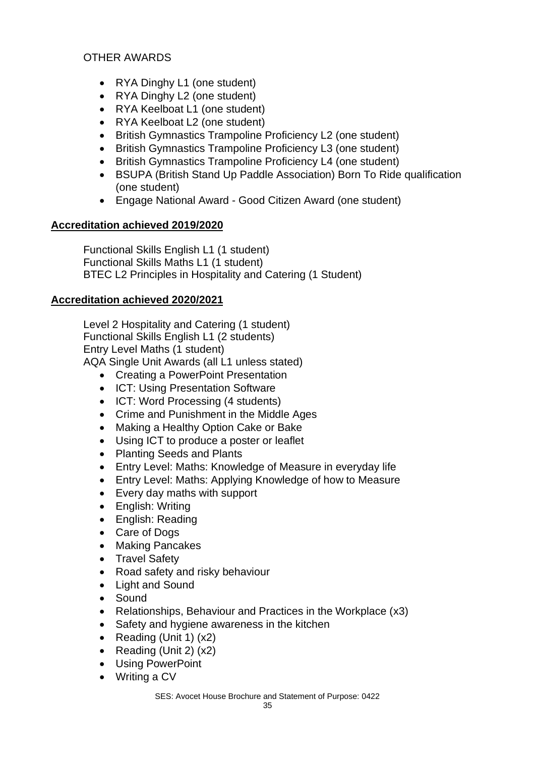OTHER AWARDS

- RYA Dinghy L1 (one student)
- RYA Dinghy L2 (one student)
- RYA Keelboat L1 (one student)
- RYA Keelboat L2 (one student)
- British Gymnastics Trampoline Proficiency L2 (one student)
- British Gymnastics Trampoline Proficiency L3 (one student)
- British Gymnastics Trampoline Proficiency L4 (one student)
- BSUPA (British Stand Up Paddle Association) Born To Ride qualification (one student)
- Engage National Award - Good Citizen Award (one student)

**Accreditation achieved 2019/2020**

Functional Skills English L1 (1 student)
Functional Skills Maths L1 (1 student)
BTEC L2 Principles in Hospitality and Catering (1 Student)

**Accreditation achieved 2020/2021**

Level 2 Hospitality and Catering (1 student)
Functional Skills English L1 (2 students)
Entry Level Maths (1 student)
AQA Single Unit Awards (all L1 unless stated)

- Creating a PowerPoint Presentation
- ICT: Using Presentation Software
- ICT: Word Processing (4 students)
- Crime and Punishment in the Middle Ages
- Making a Healthy Option Cake or Bake
- Using ICT to produce a poster or leaflet
- Planting Seeds and Plants
- Entry Level: Maths: Knowledge of Measure in everyday life
- Entry Level: Maths: Applying Knowledge of how to Measure
- Every day maths with support
- English: Writing
- English: Reading
- Care of Dogs
- Making Pancakes
- Travel Safety
- Road safety and risky behaviour
- Light and Sound
- Sound
- Relationships, Behaviour and Practices in the Workplace (x3)
- Safety and hygiene awareness in the kitchen
- Reading (Unit 1) (x2)
- Reading (Unit 2) (x2)
- Using PowerPoint
- Writing a CV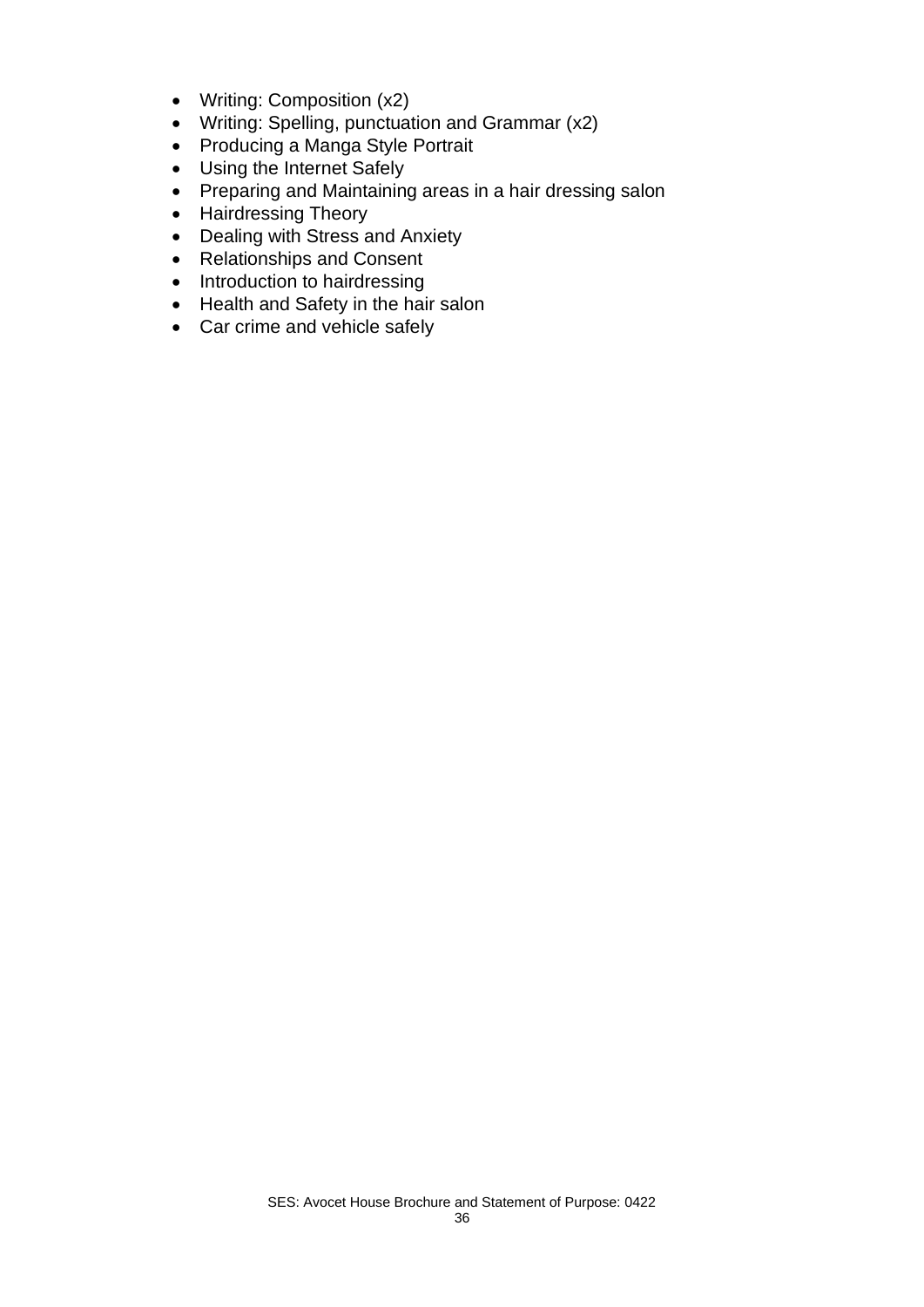- Writing: Composition (x2)
- Writing: Spelling, punctuation and Grammar (x2)
- Producing a Manga Style Portrait
- Using the Internet Safely
- Preparing and Maintaining areas in a hair dressing salon
- Hairdressing Theory
- Dealing with Stress and Anxiety
- Relationships and Consent
- Introduction to hairdressing
- Health and Safety in the hair salon
- Car crime and vehicle safely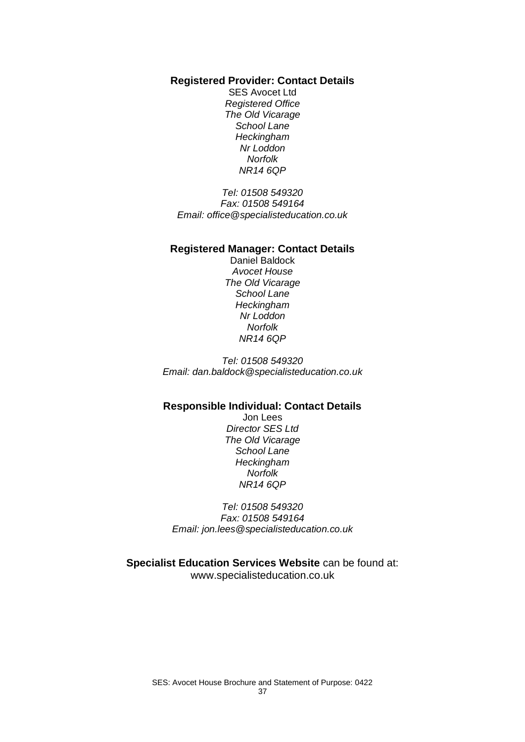**Registered Provider: Contact Details**

SES Avocet Ltd
*Registered Office*
*The Old Vicarage*
*School Lane*
*Heckingham*
*Nr Loddon*
*Norfolk*
*NR14 6QP*

*Tel: 01508 549320*
*Fax: 01508 549164*
*Email: office@specialisteducation.co.uk*

**Registered Manager: Contact Details**

Daniel Baldock
*Avocet House*
*The Old Vicarage*
*School Lane*
*Heckingham*
*Nr Loddon*
*Norfolk*
*NR14 6QP*

*Tel: 01508 549320*
*Email: dan.baldock@specialisteducation.co.uk*

**Responsible Individual: Contact Details**

Jon Lees
*Director SES Ltd*
*The Old Vicarage*
*School Lane*
*Heckingham*
*Norfolk*
*NR14 6QP*

*Tel: 01508 549320*
*Fax: 01508 549164*
*Email: jon.lees@specialisteducation.co.uk*

**Specialist Education Services Website** can be found at:
www.specialisteducation.co.uk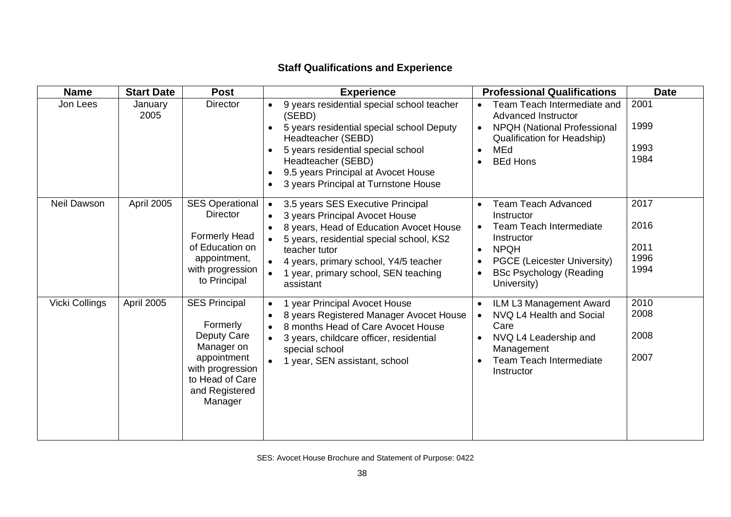## Staff Qualifications and Experience

| Name | Start Date | Post | Experience | Professional Qualifications | Date |
|---|---|---|---|---|---|
| Jon Lees | January 2005 | Director | • 9 years residential special school teacher (SEBD)<br>• 5 years residential special school Deputy Headteacher (SEBD)<br>• 5 years residential special school Headteacher (SEBD)<br>• 9.5 years Principal at Avocet House<br>• 3 years Principal at Turnstone House | • Team Teach Intermediate and Advanced Instructor<br>• NPQH (National Professional Qualification for Headship)<br>• MEd<br>• BEd Hons | 2001<br>1999<br>1993<br>1984 |
| Neil Dawson | April 2005 | SES Operational Director<br><br>Formerly Head of Education on appointment, with progression to Principal | • 3.5 years SES Executive Principal<br>• 3 years Principal Avocet House<br>• 8 years, Head of Education Avocet House<br>• 5 years, residential special school, KS2 teacher tutor<br>• 4 years, primary school, Y4/5 teacher<br>• 1 year, primary school, SEN teaching assistant | • Team Teach Advanced Instructor<br>• Team Teach Intermediate Instructor<br>• NPQH<br>• PGCE (Leicester University)<br>• BSc Psychology (Reading University) | 2017<br>2016<br>2011<br>1996<br>1994 |
| Vicki Collings | April 2005 | SES Principal<br><br>Formerly Deputy Care Manager on appointment with progression to Head of Care and Registered Manager | • 1 year Principal Avocet House<br>• 8 years Registered Manager Avocet House<br>• 8 months Head of Care Avocet House<br>• 3 years, childcare officer, residential special school<br>• 1 year, SEN assistant, school | • ILM L3 Management Award<br>• NVQ L4 Health and Social Care<br>• NVQ L4 Leadership and Management<br>• Team Teach Intermediate Instructor | 2010<br>2008<br>2008<br>2007 |

SES: Avocet House Brochure and Statement of Purpose: 0422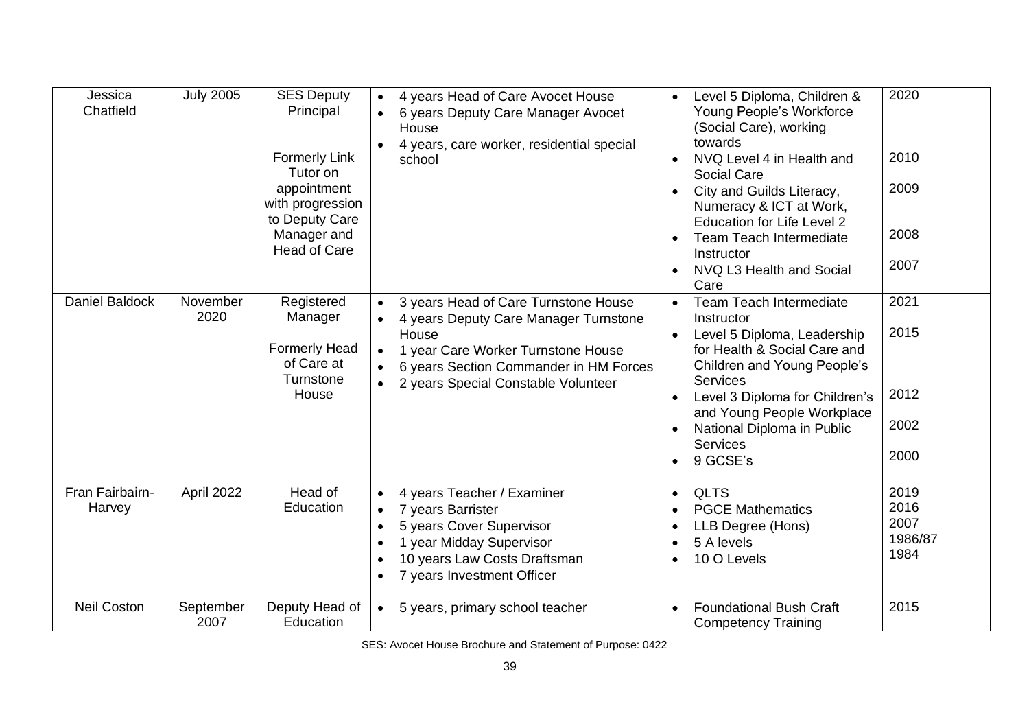| | | | | | |
|---|---|---|---|---|---|
| Jessica Chatfield | July 2005 | SES Deputy Principal<br><br>Formerly Link Tutor on appointment with progression to Deputy Care Manager and Head of Care | • 4 years Head of Care Avocet House<br>• 6 years Deputy Care Manager Avocet House<br>• 4 years, care worker, residential special school | • Level 5 Diploma, Children & Young People's Workforce (Social Care), working towards<br>• NVQ Level 4 in Health and Social Care<br>• City and Guilds Literacy, Numeracy & ICT at Work, Education for Life Level 2<br>• Team Teach Intermediate Instructor<br>• NVQ L3 Health and Social Care | 2020<br><br>2010<br><br>2009<br><br>2008<br><br>2007 |
| Daniel Baldock | November 2020 | Registered Manager<br><br>Formerly Head of Care at Turnstone House | • 3 years Head of Care Turnstone House<br>• 4 years Deputy Care Manager Turnstone House<br>• 1 year Care Worker Turnstone House<br>• 6 years Section Commander in HM Forces<br>• 2 years Special Constable Volunteer | • Team Teach Intermediate Instructor<br>• Level 5 Diploma, Leadership for Health & Social Care and Children and Young People's Services<br>• Level 3 Diploma for Children's and Young People Workplace<br>• National Diploma in Public Services<br>• 9 GCSE's | 2021<br><br>2015<br><br>2012<br><br>2002<br><br>2000 |
| Fran Fairbairn-Harvey | April 2022 | Head of Education | • 4 years Teacher / Examiner<br>• 7 years Barrister<br>• 5 years Cover Supervisor<br>• 1 year Midday Supervisor<br>• 10 years Law Costs Draftsman<br>• 7 years Investment Officer | • QLTS<br>• PGCE Mathematics<br>• LLB Degree (Hons)<br>• 5 A levels<br>• 10 O Levels | 2019<br>2016<br>2007<br>1986/87<br>1984 |
| Neil Coston | September 2007 | Deputy Head of Education | • 5 years, primary school teacher | • Foundational Bush Craft Competency Training | 2015 |

SES: Avocet House Brochure and Statement of Purpose: 0422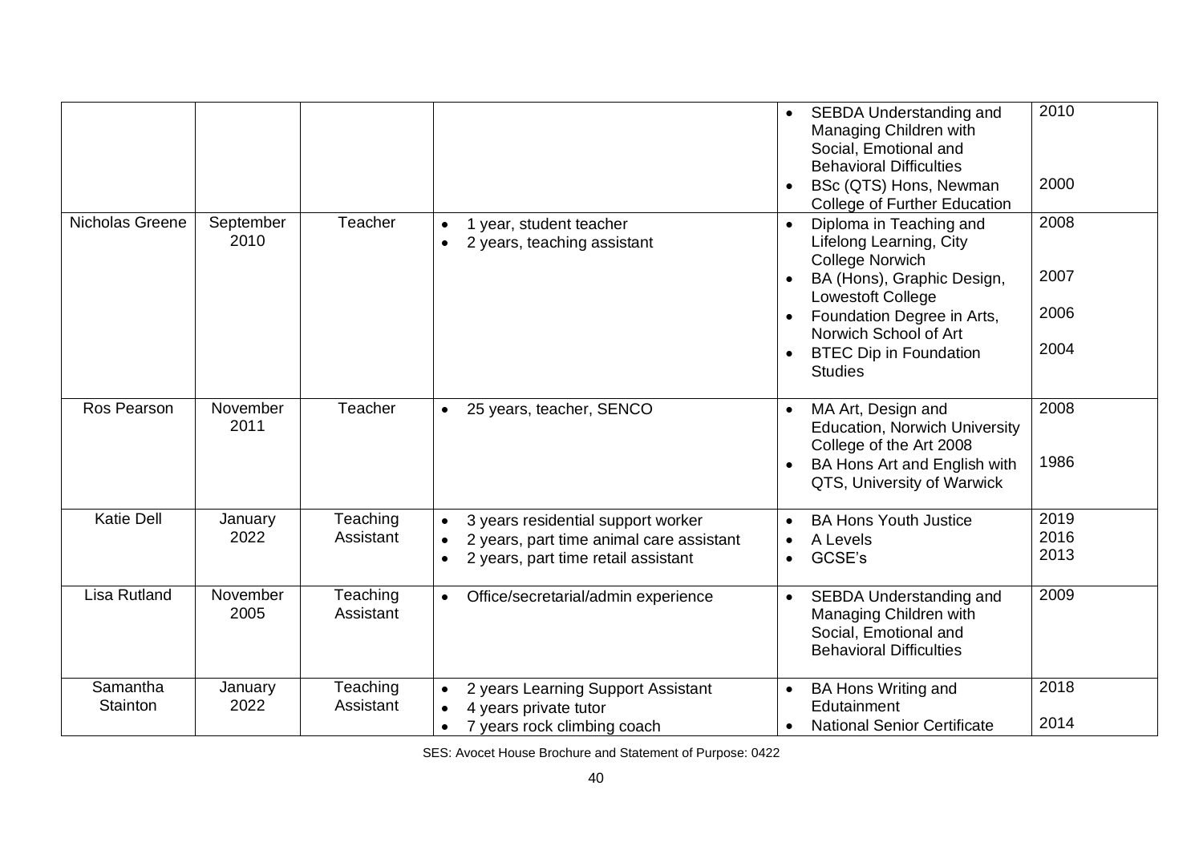| | | | | | |
|---|---|---|---|---|---|
| | | | | • SEBDA Understanding and Managing Children with Social, Emotional and Behavioral Difficulties<br>• BSc (QTS) Hons, Newman College of Further Education | 2010<br><br>2000 |
| Nicholas Greene | September 2010 | Teacher | • 1 year, student teacher<br>• 2 years, teaching assistant | • Diploma in Teaching and Lifelong Learning, City College Norwich<br>• BA (Hons), Graphic Design, Lowestoft College<br>• Foundation Degree in Arts, Norwich School of Art<br>• BTEC Dip in Foundation Studies | 2008<br><br>2007<br><br>2006<br><br>2004 |
| Ros Pearson | November 2011 | Teacher | • 25 years, teacher, SENCO | • MA Art, Design and Education, Norwich University College of the Art 2008<br>• BA Hons Art and English with QTS, University of Warwick | 2008<br><br>1986 |
| Katie Dell | January 2022 | Teaching Assistant | • 3 years residential support worker<br>• 2 years, part time animal care assistant<br>• 2 years, part time retail assistant | • BA Hons Youth Justice<br>• A Levels<br>• GCSE's | 2019<br>2016<br>2013 |
| Lisa Rutland | November 2005 | Teaching Assistant | • Office/secretarial/admin experience | • SEBDA Understanding and Managing Children with Social, Emotional and Behavioral Difficulties | 2009 |
| Samantha Stainton | January 2022 | Teaching Assistant | • 2 years Learning Support Assistant<br>• 4 years private tutor<br>• 7 years rock climbing coach | • BA Hons Writing and Edutainment<br>• National Senior Certificate | 2018<br><br>2014 |

SES: Avocet House Brochure and Statement of Purpose: 0422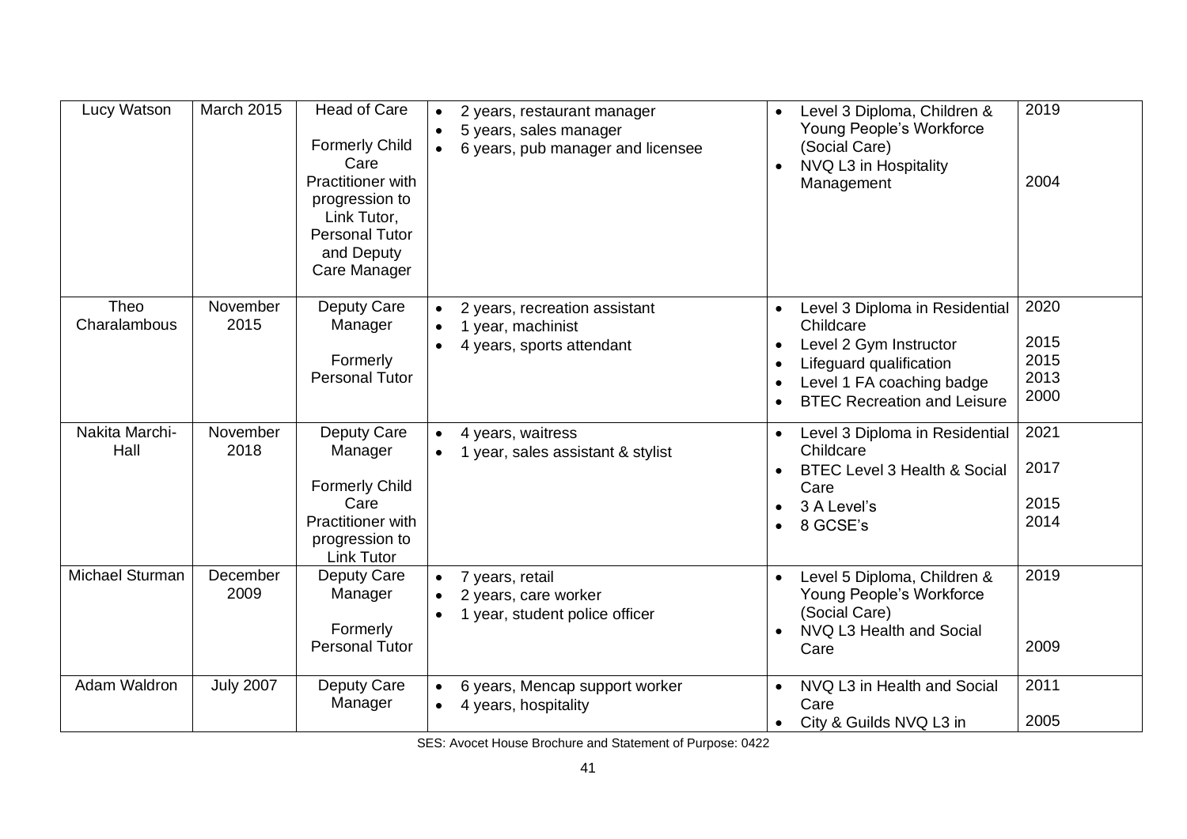| Lucy Watson | March 2015 | Head of Care<br><br>Formerly Child Care Practitioner with progression to Link Tutor, Personal Tutor and Deputy Care Manager | • 2 years, restaurant manager<br>• 5 years, sales manager<br>• 6 years, pub manager and licensee | • Level 3 Diploma, Children & Young People's Workforce (Social Care)<br>• NVQ L3 in Hospitality Management | 2019<br><br>2004 |
|---|---|---|---|---|---|
| Theo Charalambous | November 2015 | Deputy Care Manager<br><br>Formerly Personal Tutor | • 2 years, recreation assistant<br>• 1 year, machinist<br>• 4 years, sports attendant | • Level 3 Diploma in Residential Childcare<br>• Level 2 Gym Instructor<br>• Lifeguard qualification<br>• Level 1 FA coaching badge<br>• BTEC Recreation and Leisure | 2020<br><br>2015<br>2015<br>2013<br>2000 |
| Nakita Marchi-Hall | November 2018 | Deputy Care Manager<br><br>Formerly Child Care Practitioner with progression to Link Tutor | • 4 years, waitress<br>• 1 year, sales assistant & stylist | • Level 3 Diploma in Residential Childcare<br>• BTEC Level 3 Health & Social Care<br>• 3 A Level's<br>• 8 GCSE's | 2021<br><br>2017<br><br>2015<br>2014 |
| Michael Sturman | December 2009 | Deputy Care Manager<br><br>Formerly Personal Tutor | • 7 years, retail<br>• 2 years, care worker<br>• 1 year, student police officer | • Level 5 Diploma, Children & Young People's Workforce (Social Care)<br>• NVQ L3 Health and Social Care | 2019<br><br>2009 |
| Adam Waldron | July 2007 | Deputy Care Manager | • 6 years, Mencap support worker<br>• 4 years, hospitality | • NVQ L3 in Health and Social Care<br>• City & Guilds NVQ L3 in | 2011<br><br>2005 |

SES: Avocet House Brochure and Statement of Purpose: 0422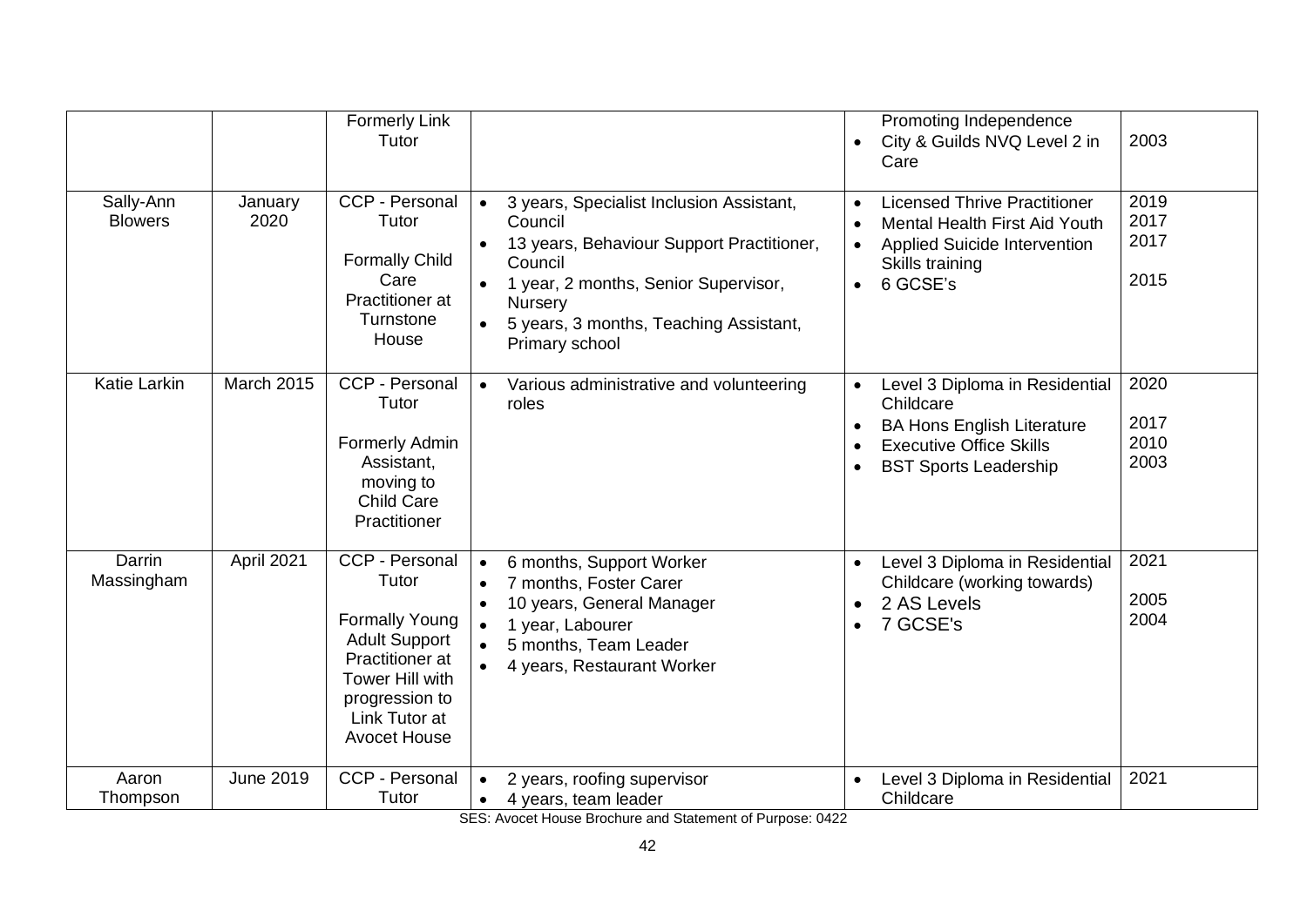| | | | | | |
|---|---|---|---|---|---|
| | | Formerly Link Tutor | | Promoting Independence<br>• City & Guilds NVQ Level 2 in Care | 2003 |
| Sally-Ann Blowers | January 2020 | CCP - Personal Tutor<br><br>Formally Child Care Practitioner at Turnstone House | • 3 years, Specialist Inclusion Assistant, Council<br>• 13 years, Behaviour Support Practitioner, Council<br>• 1 year, 2 months, Senior Supervisor, Nursery<br>• 5 years, 3 months, Teaching Assistant, Primary school | • Licensed Thrive Practitioner<br>• Mental Health First Aid Youth<br>• Applied Suicide Intervention Skills training<br>• 6 GCSE's | 2019<br>2017<br>2017<br><br>2015 |
| Katie Larkin | March 2015 | CCP - Personal Tutor<br><br>Formerly Admin Assistant, moving to Child Care Practitioner | • Various administrative and volunteering roles | • Level 3 Diploma in Residential Childcare<br>• BA Hons English Literature<br>• Executive Office Skills<br>• BST Sports Leadership | 2020<br><br>2017<br>2010<br>2003 |
| Darrin Massingham | April 2021 | CCP - Personal Tutor<br><br>Formally Young Adult Support Practitioner at Tower Hill with progression to Link Tutor at Avocet House | • 6 months, Support Worker<br>• 7 months, Foster Carer<br>• 10 years, General Manager<br>• 1 year, Labourer<br>• 5 months, Team Leader<br>• 4 years, Restaurant Worker | • Level 3 Diploma in Residential Childcare (working towards)<br>• 2 AS Levels<br>• 7 GCSE's | 2021<br><br>2005<br>2004 |
| Aaron Thompson | June 2019 | CCP - Personal Tutor | • 2 years, roofing supervisor<br>• 4 years, team leader | • Level 3 Diploma in Residential Childcare | 2021 |

SES: Avocet House Brochure and Statement of Purpose: 0422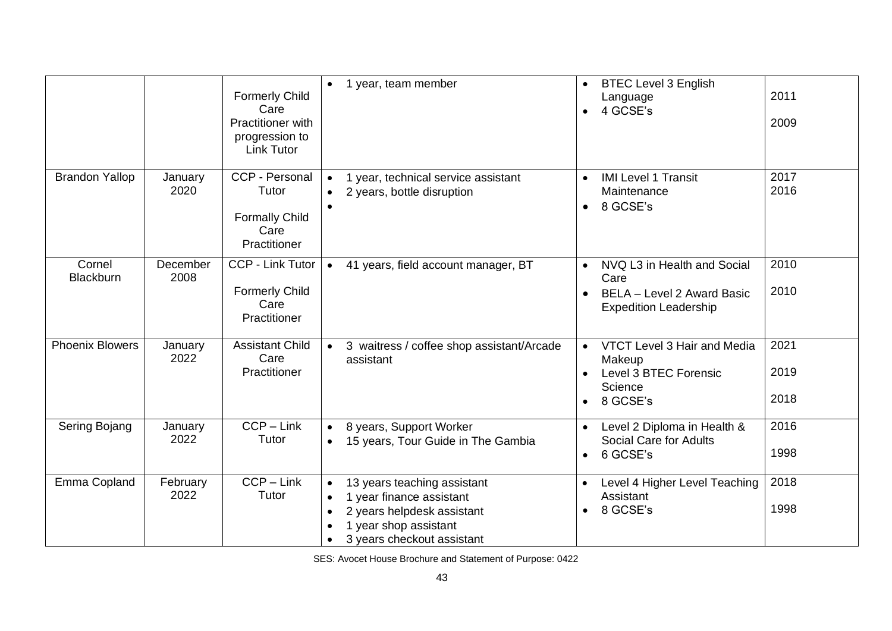| | | | | | |
|---|---|---|---|---|---|
| | | Formerly Child Care Practitioner with progression to Link Tutor | • 1 year, team member | • BTEC Level 3 English Language<br>• 4 GCSE's | 2011<br><br>2009 |
| Brandon Yallop | January 2020 | CCP - Personal Tutor<br><br>Formally Child Care Practitioner | • 1 year, technical service assistant<br>• 2 years, bottle disruption<br>• | • IMI Level 1 Transit Maintenance<br>• 8 GCSE's | 2017<br>2016 |
| Cornel Blackburn | December 2008 | CCP - Link Tutor<br><br>Formerly Child Care Practitioner | • 41 years, field account manager, BT | • NVQ L3 in Health and Social Care<br>• BELA – Level 2 Award Basic Expedition Leadership | 2010<br><br>2010 |
| Phoenix Blowers | January 2022 | Assistant Child Care Practitioner | • 3 waitress / coffee shop assistant/Arcade assistant | • VTCT Level 3 Hair and Media Makeup<br>• Level 3 BTEC Forensic Science<br>• 8 GCSE's | 2021<br><br>2019<br><br>2018 |
| Sering Bojang | January 2022 | CCP – Link Tutor | • 8 years, Support Worker<br>• 15 years, Tour Guide in The Gambia | • Level 2 Diploma in Health & Social Care for Adults<br>• 6 GCSE's | 2016<br><br>1998 |
| Emma Copland | February 2022 | CCP – Link Tutor | • 13 years teaching assistant<br>• 1 year finance assistant<br>• 2 years helpdesk assistant<br>• 1 year shop assistant<br>• 3 years checkout assistant | • Level 4 Higher Level Teaching Assistant<br>• 8 GCSE's | 2018<br><br>1998 |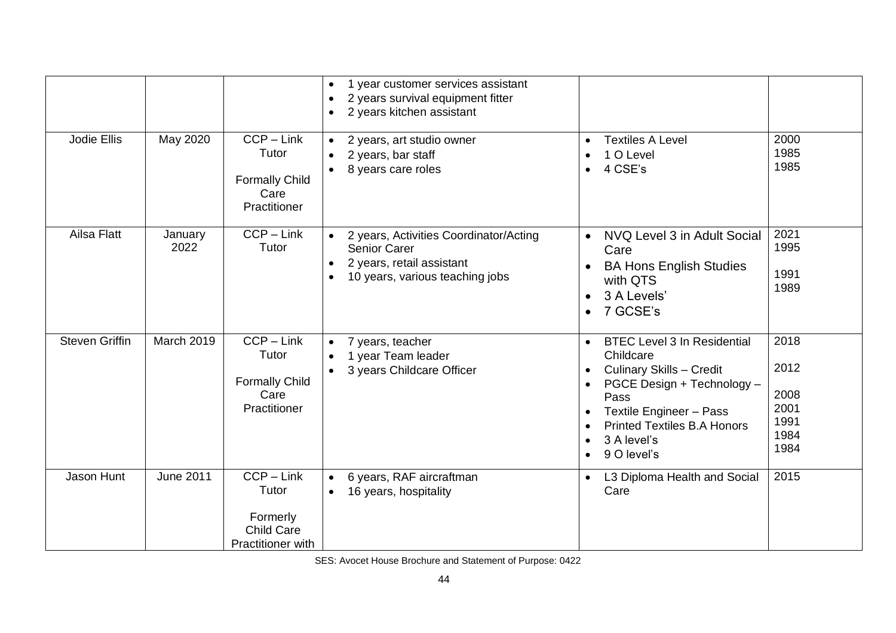| | | | • 1 year customer services assistant<br>• 2 years survival equipment fitter<br>• 2 years kitchen assistant | | |
|---|---|---|---|---|---|
| Jodie Ellis | May 2020 | CCP – Link Tutor<br><br>Formally Child Care Practitioner | • 2 years, art studio owner<br>• 2 years, bar staff<br>• 8 years care roles | • Textiles A Level<br>• 1 O Level<br>• 4 CSE's | 2000<br>1985<br>1985 |
| Ailsa Flatt | January 2022 | CCP – Link Tutor | • 2 years, Activities Coordinator/Acting Senior Carer<br>• 2 years, retail assistant<br>• 10 years, various teaching jobs | • NVQ Level 3 in Adult Social Care<br>• BA Hons English Studies with QTS<br>• 3 A Levels'<br>• 7 GCSE's | 2021<br>1995<br>1991<br>1989 |
| Steven Griffin | March 2019 | CCP – Link Tutor<br><br>Formally Child Care Practitioner | • 7 years, teacher<br>• 1 year Team leader<br>• 3 years Childcare Officer | • BTEC Level 3 In Residential Childcare<br>• Culinary Skills – Credit<br>• PGCE Design + Technology – Pass<br>• Textile Engineer – Pass<br>• Printed Textiles B.A Honors<br>• 3 A level's<br>• 9 O level's | 2018<br>2012<br>2008<br>2001<br>1991<br>1984<br>1984 |
| Jason Hunt | June 2011 | CCP – Link Tutor<br><br>Formerly Child Care Practitioner with | • 6 years, RAF aircraftman<br>• 16 years, hospitality | • L3 Diploma Health and Social Care | 2015 |

SES: Avocet House Brochure and Statement of Purpose: 0422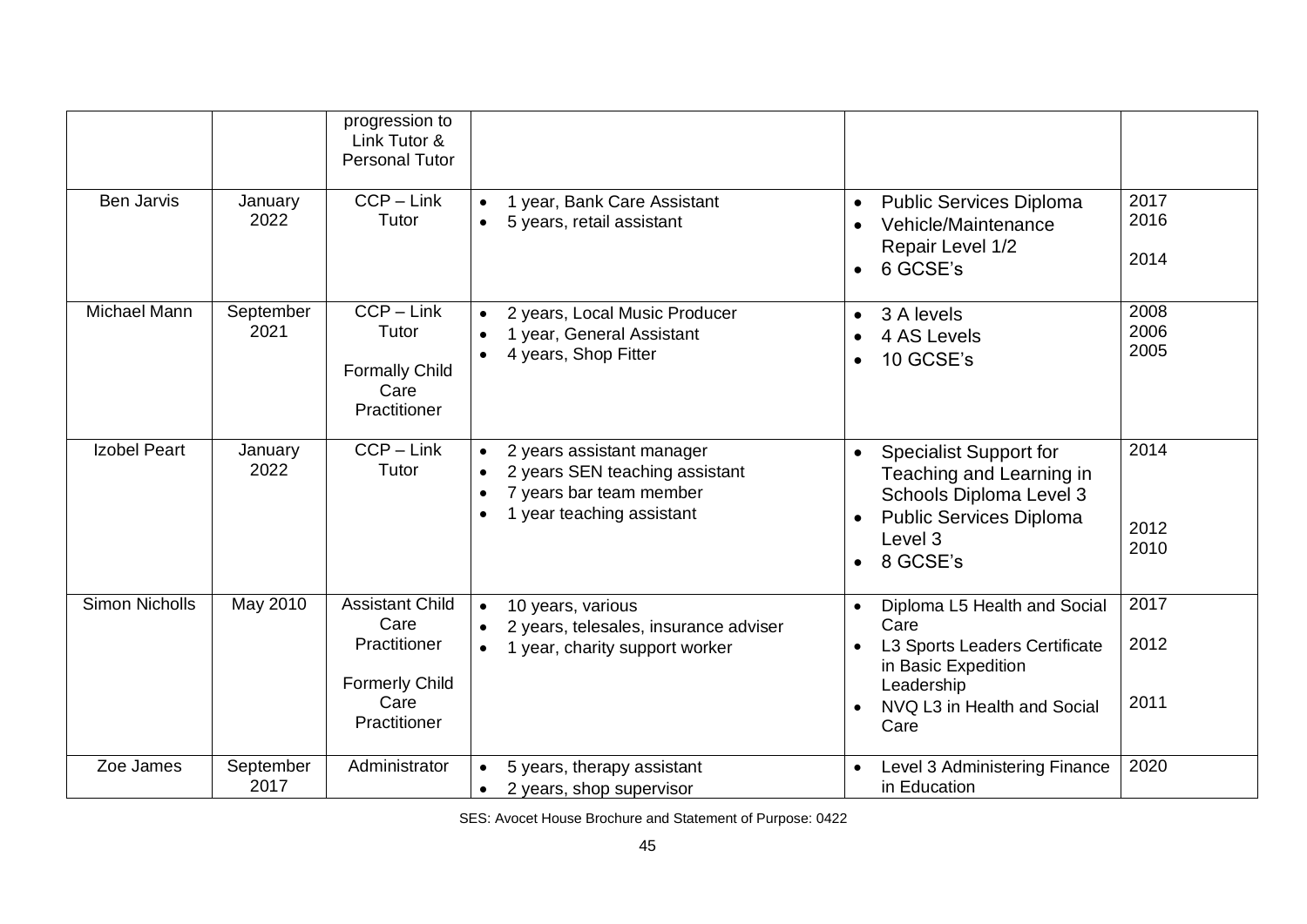|  |  | progression to Link Tutor & Personal Tutor |  |  |  |
|---|---|---|---|---|---|
| Ben Jarvis | January 2022 | CCP – Link Tutor | • 1 year, Bank Care Assistant<br>• 5 years, retail assistant | • Public Services Diploma<br>• Vehicle/Maintenance Repair Level 1/2<br>• 6 GCSE's | 2017<br>2016<br>2014 |
| Michael Mann | September 2021 | CCP – Link Tutor<br><br>Formally Child Care Practitioner | • 2 years, Local Music Producer<br>• 1 year, General Assistant<br>• 4 years, Shop Fitter | • 3 A levels<br>• 4 AS Levels<br>• 10 GCSE's | 2008<br>2006<br>2005 |
| Izobel Peart | January 2022 | CCP – Link Tutor | • 2 years assistant manager<br>• 2 years SEN teaching assistant<br>• 7 years bar team member<br>• 1 year teaching assistant | • Specialist Support for Teaching and Learning in Schools Diploma Level 3<br>• Public Services Diploma Level 3<br>• 8 GCSE's | 2014<br><br>2012<br>2010 |
| Simon Nicholls | May 2010 | Assistant Child Care Practitioner<br><br>Formerly Child Care Practitioner | • 10 years, various<br>• 2 years, telesales, insurance adviser<br>• 1 year, charity support worker | • Diploma L5 Health and Social Care<br>• L3 Sports Leaders Certificate in Basic Expedition Leadership<br>• NVQ L3 in Health and Social Care | 2017<br>2012<br><br>2011 |
| Zoe James | September 2017 | Administrator | • 5 years, therapy assistant<br>• 2 years, shop supervisor | • Level 3 Administering Finance in Education | 2020 |

SES: Avocet House Brochure and Statement of Purpose: 0422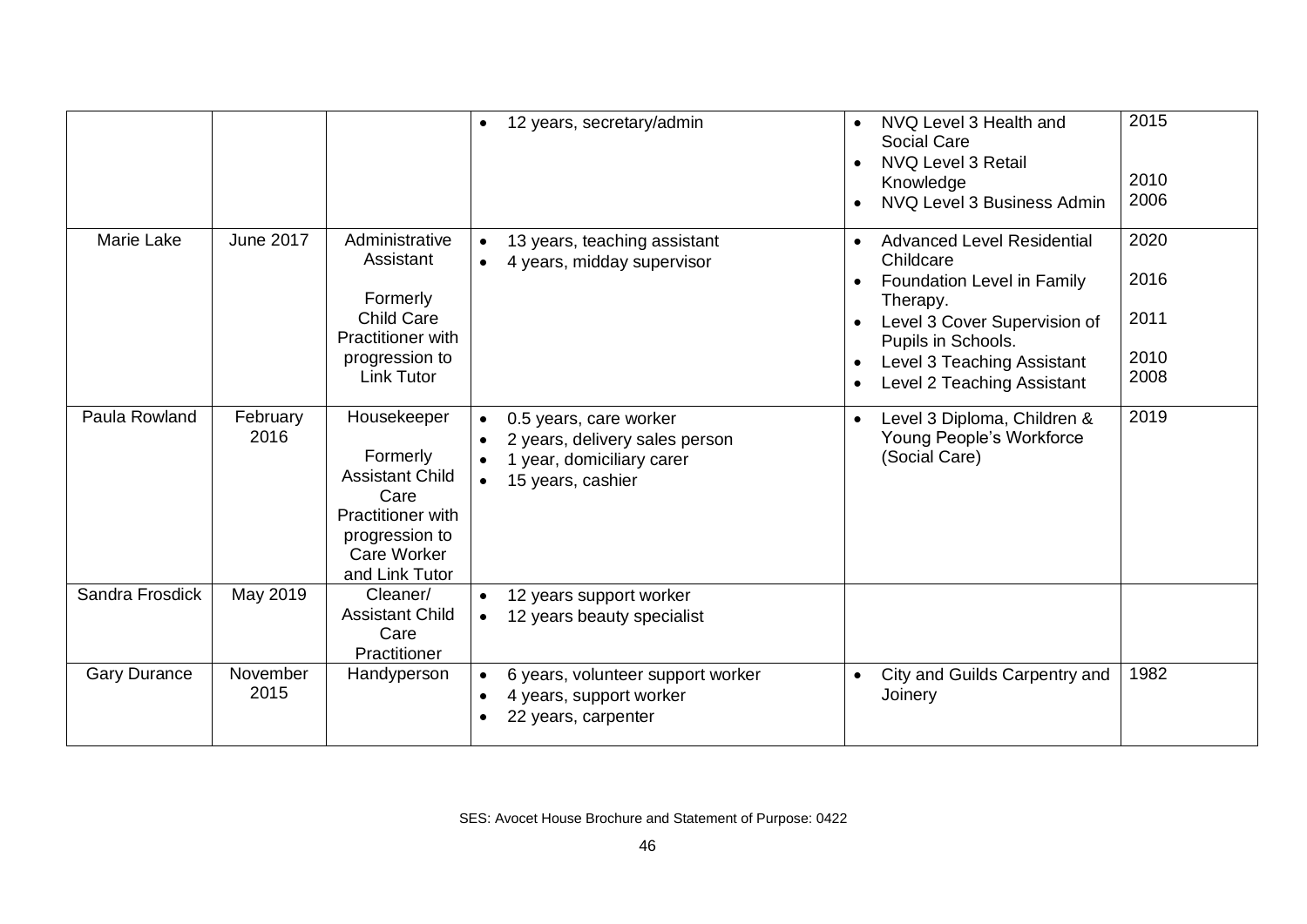| | | | | | |
|---|---|---|---|---|---|
| | | | • 12 years, secretary/admin | • NVQ Level 3 Health and Social Care<br>• NVQ Level 3 Retail Knowledge<br>• NVQ Level 3 Business Admin | 2015<br><br>2010<br>2006 |
| Marie Lake | June 2017 | Administrative Assistant<br><br>Formerly Child Care Practitioner with progression to Link Tutor | • 13 years, teaching assistant<br>• 4 years, midday supervisor | • Advanced Level Residential Childcare<br>• Foundation Level in Family Therapy.<br>• Level 3 Cover Supervision of Pupils in Schools.<br>• Level 3 Teaching Assistant<br>• Level 2 Teaching Assistant | 2020<br><br>2016<br><br>2011<br><br>2010<br>2008 |
| Paula Rowland | February 2016 | Housekeeper<br><br>Formerly Assistant Child Care Practitioner with progression to Care Worker and Link Tutor | • 0.5 years, care worker<br>• 2 years, delivery sales person<br>• 1 year, domiciliary carer<br>• 15 years, cashier | • Level 3 Diploma, Children & Young People's Workforce (Social Care) | 2019 |
| Sandra Frosdick | May 2019 | Cleaner/ Assistant Child Care Practitioner | • 12 years support worker<br>• 12 years beauty specialist | | |
| Gary Durance | November 2015 | Handyperson | • 6 years, volunteer support worker<br>• 4 years, support worker<br>• 22 years, carpenter | • City and Guilds Carpentry and Joinery | 1982 |

SES: Avocet House Brochure and Statement of Purpose: 0422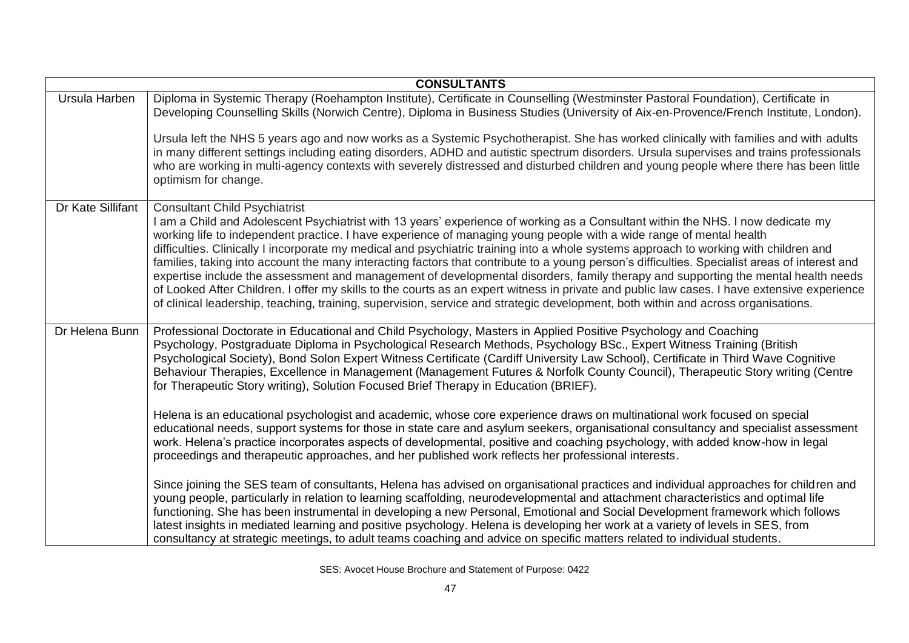| CONSULTANTS | |
|---|---|
| Ursula Harben | Diploma in Systemic Therapy (Roehampton Institute), Certificate in Counselling (Westminster Pastoral Foundation), Certificate in Developing Counselling Skills (Norwich Centre), Diploma in Business Studies (University of Aix-en-Provence/French Institute, London).<br><br>Ursula left the NHS 5 years ago and now works as a Systemic Psychotherapist. She has worked clinically with families and with adults in many different settings including eating disorders, ADHD and autistic spectrum disorders. Ursula supervises and trains professionals who are working in multi-agency contexts with severely distressed and disturbed children and young people where there has been little optimism for change. |
| Dr Kate Sillifant | Consultant Child Psychiatrist<br>I am a Child and Adolescent Psychiatrist with 13 years' experience of working as a Consultant within the NHS. I now dedicate my working life to independent practice. I have experience of managing young people with a wide range of mental health difficulties. Clinically I incorporate my medical and psychiatric training into a whole systems approach to working with children and families, taking into account the many interacting factors that contribute to a young person's difficulties. Specialist areas of interest and expertise include the assessment and management of developmental disorders, family therapy and supporting the mental health needs of Looked After Children. I offer my skills to the courts as an expert witness in private and public law cases. I have extensive experience of clinical leadership, teaching, training, supervision, service and strategic development, both within and across organisations. |
| Dr Helena Bunn | Professional Doctorate in Educational and Child Psychology, Masters in Applied Positive Psychology and Coaching Psychology, Postgraduate Diploma in Psychological Research Methods, Psychology BSc., Expert Witness Training (British Psychological Society), Bond Solon Expert Witness Certificate (Cardiff University Law School), Certificate in Third Wave Cognitive Behaviour Therapies, Excellence in Management (Management Futures & Norfolk County Council), Therapeutic Story writing (Centre for Therapeutic Story writing), Solution Focused Brief Therapy in Education (BRIEF).<br><br>Helena is an educational psychologist and academic, whose core experience draws on multinational work focused on special educational needs, support systems for those in state care and asylum seekers, organisational consultancy and specialist assessment work. Helena's practice incorporates aspects of developmental, positive and coaching psychology, with added know-how in legal proceedings and therapeutic approaches, and her published work reflects her professional interests.<br><br>Since joining the SES team of consultants, Helena has advised on organisational practices and individual approaches for children and young people, particularly in relation to learning scaffolding, neurodevelopmental and attachment characteristics and optimal life functioning. She has been instrumental in developing a new Personal, Emotional and Social Development framework which follows latest insights in mediated learning and positive psychology. Helena is developing her work at a variety of levels in SES, from consultancy at strategic meetings, to adult teams coaching and advice on specific matters related to individual students. |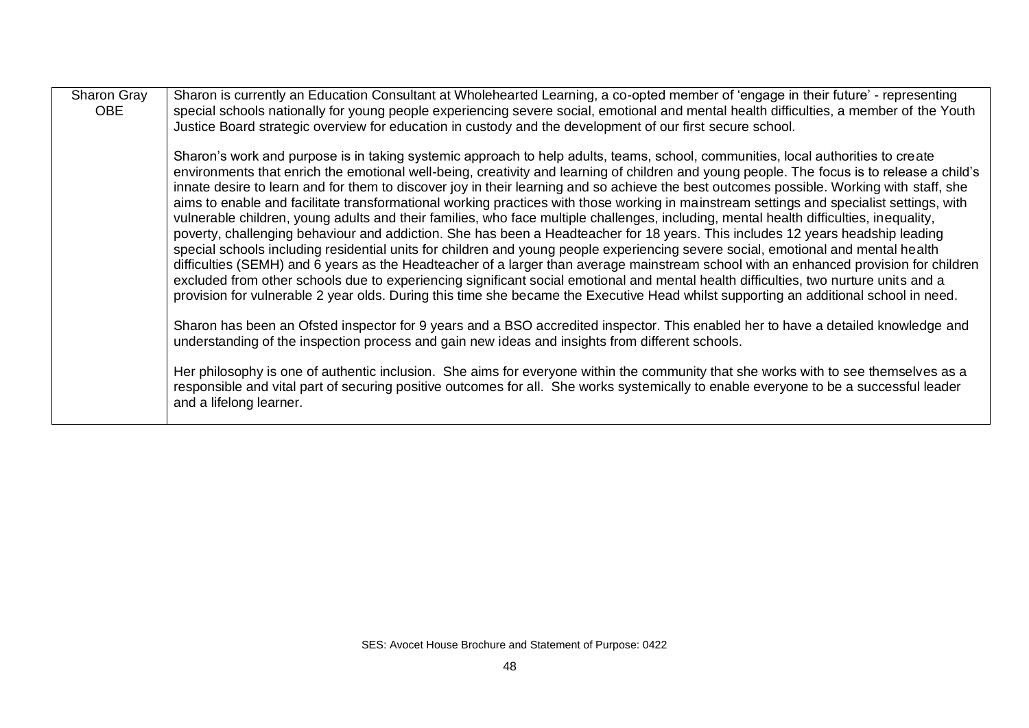| | |
|---|---|
| Sharon Gray OBE | Sharon is currently an Education Consultant at Wholehearted Learning, a co-opted member of 'engage in their future' - representing special schools nationally for young people experiencing severe social, emotional and mental health difficulties, a member of the Youth Justice Board strategic overview for education in custody and the development of our first secure school.<br><br>Sharon's work and purpose is in taking systemic approach to help adults, teams, school, communities, local authorities to create environments that enrich the emotional well-being, creativity and learning of children and young people. The focus is to release a child's innate desire to learn and for them to discover joy in their learning and so achieve the best outcomes possible. Working with staff, she aims to enable and facilitate transformational working practices with those working in mainstream settings and specialist settings, with vulnerable children, young adults and their families, who face multiple challenges, including, mental health difficulties, inequality, poverty, challenging behaviour and addiction. She has been a Headteacher for 18 years. This includes 12 years headship leading special schools including residential units for children and young people experiencing severe social, emotional and mental health difficulties (SEMH) and 6 years as the Headteacher of a larger than average mainstream school with an enhanced provision for children excluded from other schools due to experiencing significant social emotional and mental health difficulties, two nurture units and a provision for vulnerable 2 year olds. During this time she became the Executive Head whilst supporting an additional school in need.<br><br>Sharon has been an Ofsted inspector for 9 years and a BSO accredited inspector. This enabled her to have a detailed knowledge and understanding of the inspection process and gain new ideas and insights from different schools.<br><br>Her philosophy is one of authentic inclusion. She aims for everyone within the community that she works with to see themselves as a responsible and vital part of securing positive outcomes for all. She works systemically to enable everyone to be a successful leader and a lifelong learner. |

SES: Avocet House Brochure and Statement of Purpose: 0422